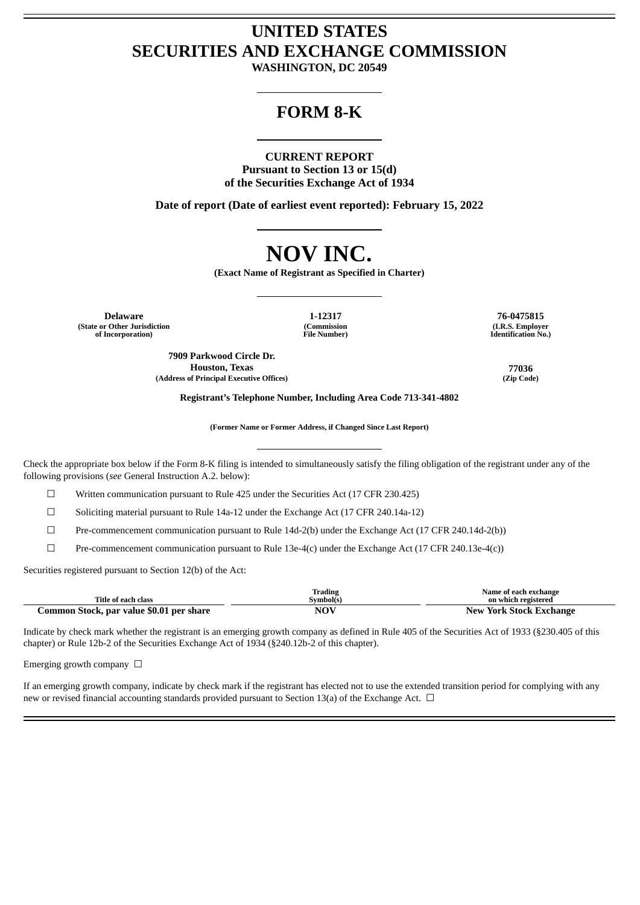# UNITED STATES
# SECURITIES AND EXCHANGE COMMISSION

**WASHINGTON, DC 20549**

## FORM 8-K

**CURRENT REPORT**
**Pursuant to Section 13 or 15(d)**
**of the Securities Exchange Act of 1934**

**Date of report (Date of earliest event reported): February 15, 2022**

# NOV INC.

**(Exact Name of Registrant as Specified in Charter)**

| Delaware | 1-12317 | 76-0475815 |
|---|---|---|
| (State or Other Jurisdiction of Incorporation) | (Commission File Number) | (I.R.S. Employer Identification No.) |

| 7909 Parkwood Circle Dr. Houston, Texas | 77036 |
|---|---|
| (Address of Principal Executive Offices) | (Zip Code) |

**Registrant's Telephone Number, Including Area Code 713-341-4802**

**(Former Name or Former Address, if Changed Since Last Report)**

Check the appropriate box below if the Form 8-K filing is intended to simultaneously satisfy the filing obligation of the registrant under any of the following provisions (*see* General Instruction A.2. below):

☐ Written communication pursuant to Rule 425 under the Securities Act (17 CFR 230.425)

☐ Soliciting material pursuant to Rule 14a-12 under the Exchange Act (17 CFR 240.14a-12)

☐ Pre-commencement communication pursuant to Rule 14d-2(b) under the Exchange Act (17 CFR 240.14d-2(b))

☐ Pre-commencement communication pursuant to Rule 13e-4(c) under the Exchange Act (17 CFR 240.13e-4(c))

Securities registered pursuant to Section 12(b) of the Act:

| Title of each class | Trading Symbol(s) | Name of each exchange on which registered |
|---|---|---|
| **Common Stock, par value $0.01 per share** | **NOV** | **New York Stock Exchange** |

Indicate by check mark whether the registrant is an emerging growth company as defined in Rule 405 of the Securities Act of 1933 (§230.405 of this chapter) or Rule 12b-2 of the Securities Exchange Act of 1934 (§240.12b-2 of this chapter).

Emerging growth company ☐

If an emerging growth company, indicate by check mark if the registrant has elected not to use the extended transition period for complying with any new or revised financial accounting standards provided pursuant to Section 13(a) of the Exchange Act. ☐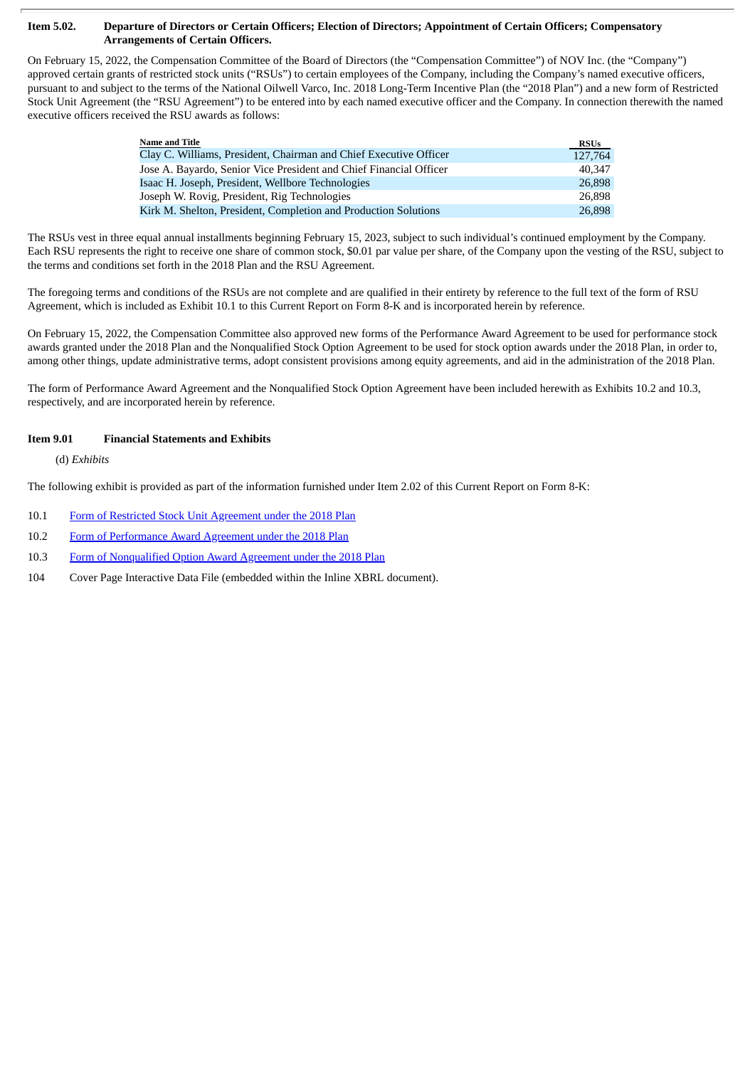**Item 5.02. Departure of Directors or Certain Officers; Election of Directors; Appointment of Certain Officers; Compensatory Arrangements of Certain Officers.**

On February 15, 2022, the Compensation Committee of the Board of Directors (the "Compensation Committee") of NOV Inc. (the "Company") approved certain grants of restricted stock units ("RSUs") to certain employees of the Company, including the Company's named executive officers, pursuant to and subject to the terms of the National Oilwell Varco, Inc. 2018 Long-Term Incentive Plan (the "2018 Plan") and a new form of Restricted Stock Unit Agreement (the "RSU Agreement") to be entered into by each named executive officer and the Company. In connection therewith the named executive officers received the RSU awards as follows:

| Name and Title | RSUs |
|---|---|
| Clay C. Williams, President, Chairman and Chief Executive Officer | 127,764 |
| Jose A. Bayardo, Senior Vice President and Chief Financial Officer | 40,347 |
| Isaac H. Joseph, President, Wellbore Technologies | 26,898 |
| Joseph W. Rovig, President, Rig Technologies | 26,898 |
| Kirk M. Shelton, President, Completion and Production Solutions | 26,898 |

The RSUs vest in three equal annual installments beginning February 15, 2023, subject to such individual's continued employment by the Company. Each RSU represents the right to receive one share of common stock, $0.01 par value per share, of the Company upon the vesting of the RSU, subject to the terms and conditions set forth in the 2018 Plan and the RSU Agreement.

The foregoing terms and conditions of the RSUs are not complete and are qualified in their entirety by reference to the full text of the form of RSU Agreement, which is included as Exhibit 10.1 to this Current Report on Form 8-K and is incorporated herein by reference.

On February 15, 2022, the Compensation Committee also approved new forms of the Performance Award Agreement to be used for performance stock awards granted under the 2018 Plan and the Nonqualified Stock Option Agreement to be used for stock option awards under the 2018 Plan, in order to, among other things, update administrative terms, adopt consistent provisions among equity agreements, and aid in the administration of the 2018 Plan.

The form of Performance Award Agreement and the Nonqualified Stock Option Agreement have been included herewith as Exhibits 10.2 and 10.3, respectively, and are incorporated herein by reference.

**Item 9.01 Financial Statements and Exhibits**

(d) *Exhibits*

The following exhibit is provided as part of the information furnished under Item 2.02 of this Current Report on Form 8-K:

10.1 Form of Restricted Stock Unit Agreement under the 2018 Plan

10.2 Form of Performance Award Agreement under the 2018 Plan

10.3 Form of Nonqualified Option Award Agreement under the 2018 Plan

104 Cover Page Interactive Data File (embedded within the Inline XBRL document).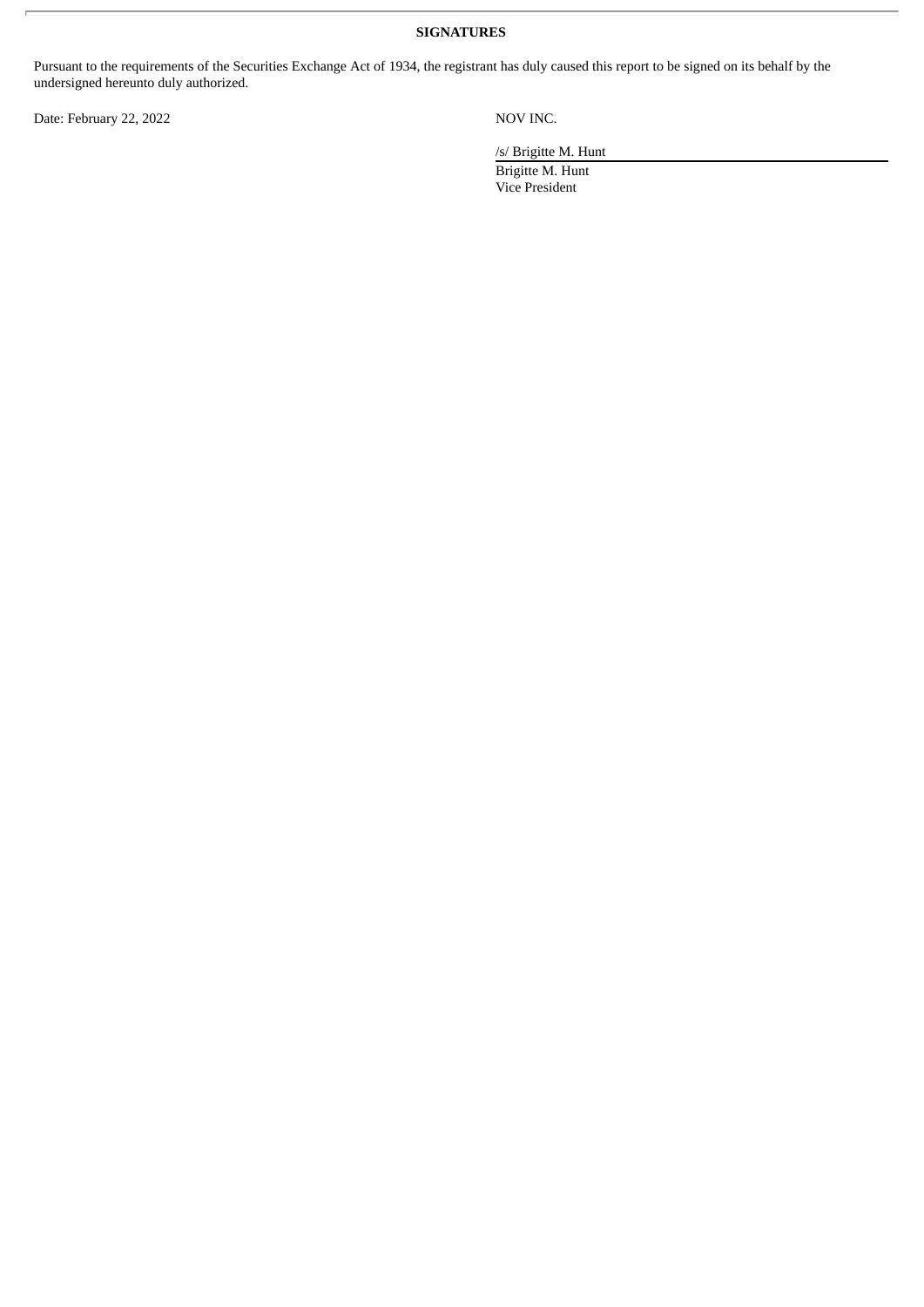**SIGNATURES**

Pursuant to the requirements of the Securities Exchange Act of 1934, the registrant has duly caused this report to be signed on its behalf by the undersigned hereunto duly authorized.

Date: February 22, 2022

NOV INC.

/s/ Brigitte M. Hunt

Brigitte M. Hunt
Vice President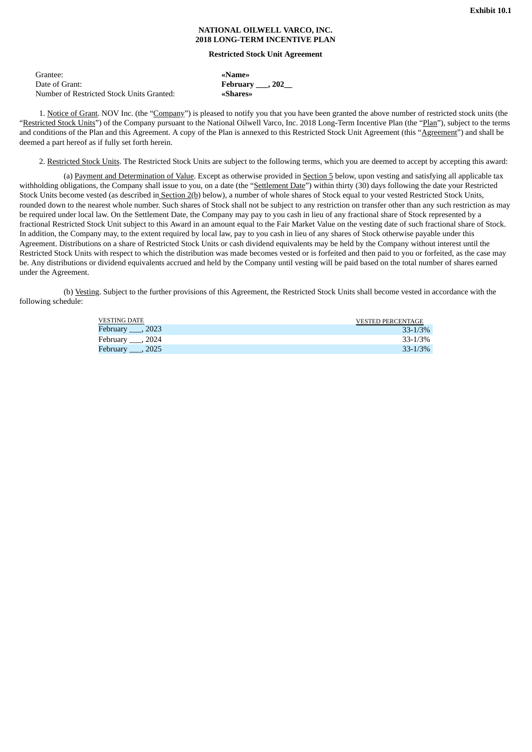Exhibit 10.1

**NATIONAL OILWELL VARCO, INC.**
**2018 LONG-TERM INCENTIVE PLAN**

**Restricted Stock Unit Agreement**

| | |
|---|---|
| Grantee: | **«Name»** |
| Date of Grant: | **February ___, 202__** |
| Number of Restricted Stock Units Granted: | **«Shares»** |

1. Notice of Grant. NOV Inc. (the "Company") is pleased to notify you that you have been granted the above number of restricted stock units (the "Restricted Stock Units") of the Company pursuant to the National Oilwell Varco, Inc. 2018 Long-Term Incentive Plan (the "Plan"), subject to the terms and conditions of the Plan and this Agreement. A copy of the Plan is annexed to this Restricted Stock Unit Agreement (this "Agreement") and shall be deemed a part hereof as if fully set forth herein.

2. Restricted Stock Units. The Restricted Stock Units are subject to the following terms, which you are deemed to accept by accepting this award:

(a) Payment and Determination of Value. Except as otherwise provided in Section 5 below, upon vesting and satisfying all applicable tax withholding obligations, the Company shall issue to you, on a date (the "Settlement Date") within thirty (30) days following the date your Restricted Stock Units become vested (as described in Section 2(b) below), a number of whole shares of Stock equal to your vested Restricted Stock Units, rounded down to the nearest whole number. Such shares of Stock shall not be subject to any restriction on transfer other than any such restriction as may be required under local law. On the Settlement Date, the Company may pay to you cash in lieu of any fractional share of Stock represented by a fractional Restricted Stock Unit subject to this Award in an amount equal to the Fair Market Value on the vesting date of such fractional share of Stock. In addition, the Company may, to the extent required by local law, pay to you cash in lieu of any shares of Stock otherwise payable under this Agreement. Distributions on a share of Restricted Stock Units or cash dividend equivalents may be held by the Company without interest until the Restricted Stock Units with respect to which the distribution was made becomes vested or is forfeited and then paid to you or forfeited, as the case may be. Any distributions or dividend equivalents accrued and held by the Company until vesting will be paid based on the total number of shares earned under the Agreement.

(b) Vesting. Subject to the further provisions of this Agreement, the Restricted Stock Units shall become vested in accordance with the following schedule:

| VESTING DATE | VESTED PERCENTAGE |
|---|---|
| February ___, 2023 | 33-1/3% |
| February ___, 2024 | 33-1/3% |
| February ___, 2025 | 33-1/3% |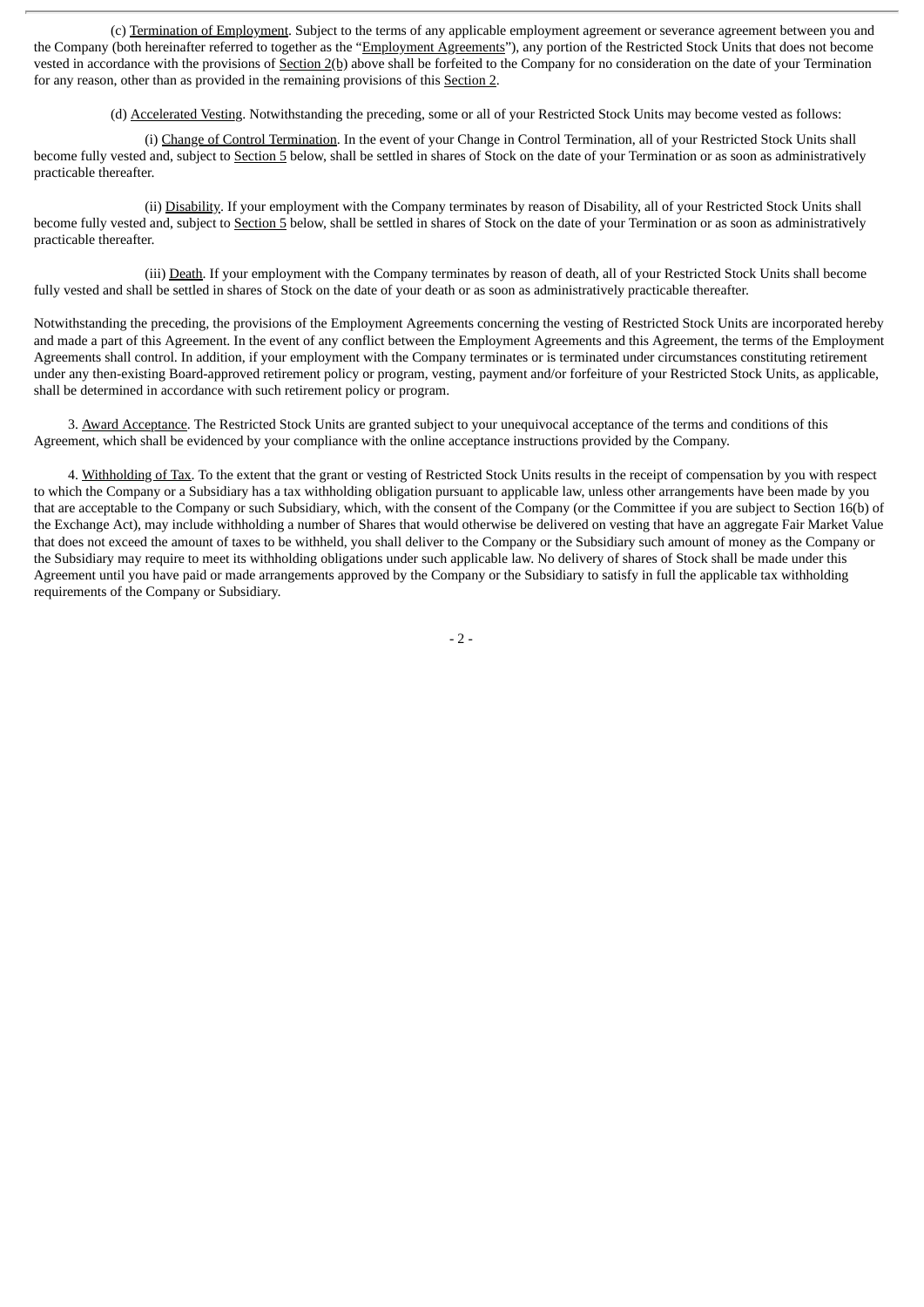(c) Termination of Employment. Subject to the terms of any applicable employment agreement or severance agreement between you and the Company (both hereinafter referred to together as the "Employment Agreements"), any portion of the Restricted Stock Units that does not become vested in accordance with the provisions of Section 2(b) above shall be forfeited to the Company for no consideration on the date of your Termination for any reason, other than as provided in the remaining provisions of this Section 2.

(d) Accelerated Vesting. Notwithstanding the preceding, some or all of your Restricted Stock Units may become vested as follows:

(i) Change of Control Termination. In the event of your Change in Control Termination, all of your Restricted Stock Units shall become fully vested and, subject to Section 5 below, shall be settled in shares of Stock on the date of your Termination or as soon as administratively practicable thereafter.

(ii) Disability. If your employment with the Company terminates by reason of Disability, all of your Restricted Stock Units shall become fully vested and, subject to Section 5 below, shall be settled in shares of Stock on the date of your Termination or as soon as administratively practicable thereafter.

(iii) Death. If your employment with the Company terminates by reason of death, all of your Restricted Stock Units shall become fully vested and shall be settled in shares of Stock on the date of your death or as soon as administratively practicable thereafter.

Notwithstanding the preceding, the provisions of the Employment Agreements concerning the vesting of Restricted Stock Units are incorporated hereby and made a part of this Agreement. In the event of any conflict between the Employment Agreements and this Agreement, the terms of the Employment Agreements shall control. In addition, if your employment with the Company terminates or is terminated under circumstances constituting retirement under any then-existing Board-approved retirement policy or program, vesting, payment and/or forfeiture of your Restricted Stock Units, as applicable, shall be determined in accordance with such retirement policy or program.

3. Award Acceptance. The Restricted Stock Units are granted subject to your unequivocal acceptance of the terms and conditions of this Agreement, which shall be evidenced by your compliance with the online acceptance instructions provided by the Company.

4. Withholding of Tax. To the extent that the grant or vesting of Restricted Stock Units results in the receipt of compensation by you with respect to which the Company or a Subsidiary has a tax withholding obligation pursuant to applicable law, unless other arrangements have been made by you that are acceptable to the Company or such Subsidiary, which, with the consent of the Company (or the Committee if you are subject to Section 16(b) of the Exchange Act), may include withholding a number of Shares that would otherwise be delivered on vesting that have an aggregate Fair Market Value that does not exceed the amount of taxes to be withheld, you shall deliver to the Company or the Subsidiary such amount of money as the Company or the Subsidiary may require to meet its withholding obligations under such applicable law. No delivery of shares of Stock shall be made under this Agreement until you have paid or made arrangements approved by the Company or the Subsidiary to satisfy in full the applicable tax withholding requirements of the Company or Subsidiary.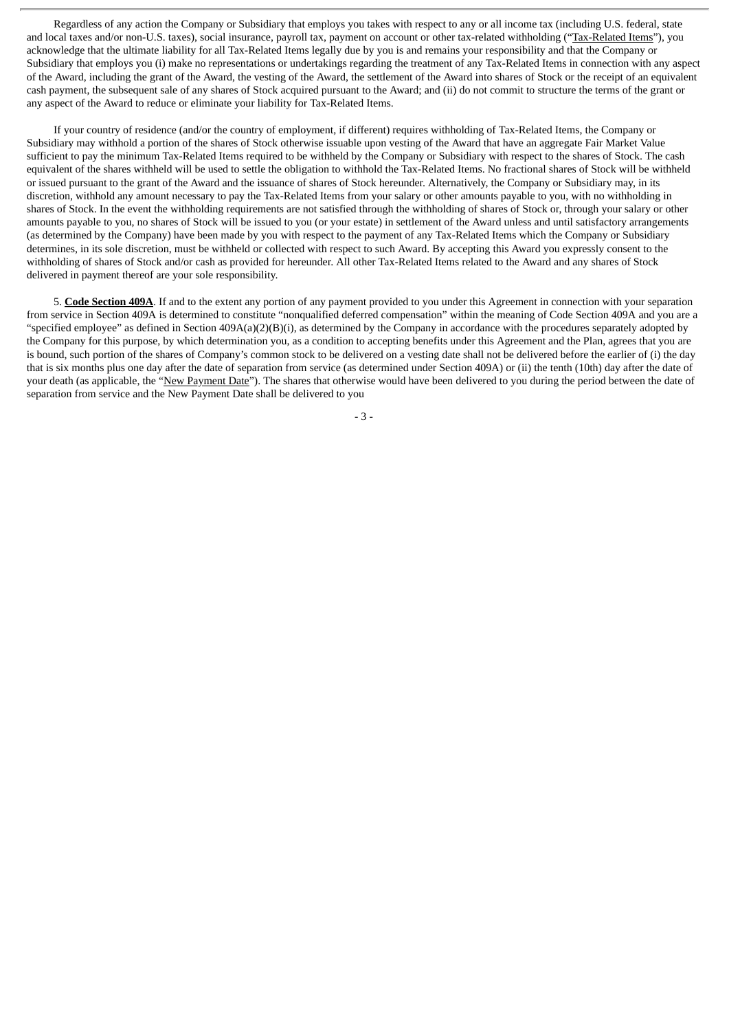Regardless of any action the Company or Subsidiary that employs you takes with respect to any or all income tax (including U.S. federal, state and local taxes and/or non-U.S. taxes), social insurance, payroll tax, payment on account or other tax-related withholding ("Tax-Related Items"), you acknowledge that the ultimate liability for all Tax-Related Items legally due by you is and remains your responsibility and that the Company or Subsidiary that employs you (i) make no representations or undertakings regarding the treatment of any Tax-Related Items in connection with any aspect of the Award, including the grant of the Award, the vesting of the Award, the settlement of the Award into shares of Stock or the receipt of an equivalent cash payment, the subsequent sale of any shares of Stock acquired pursuant to the Award; and (ii) do not commit to structure the terms of the grant or any aspect of the Award to reduce or eliminate your liability for Tax-Related Items.

If your country of residence (and/or the country of employment, if different) requires withholding of Tax-Related Items, the Company or Subsidiary may withhold a portion of the shares of Stock otherwise issuable upon vesting of the Award that have an aggregate Fair Market Value sufficient to pay the minimum Tax-Related Items required to be withheld by the Company or Subsidiary with respect to the shares of Stock. The cash equivalent of the shares withheld will be used to settle the obligation to withhold the Tax-Related Items. No fractional shares of Stock will be withheld or issued pursuant to the grant of the Award and the issuance of shares of Stock hereunder. Alternatively, the Company or Subsidiary may, in its discretion, withhold any amount necessary to pay the Tax-Related Items from your salary or other amounts payable to you, with no withholding in shares of Stock. In the event the withholding requirements are not satisfied through the withholding of shares of Stock or, through your salary or other amounts payable to you, no shares of Stock will be issued to you (or your estate) in settlement of the Award unless and until satisfactory arrangements (as determined by the Company) have been made by you with respect to the payment of any Tax-Related Items which the Company or Subsidiary determines, in its sole discretion, must be withheld or collected with respect to such Award. By accepting this Award you expressly consent to the withholding of shares of Stock and/or cash as provided for hereunder. All other Tax-Related Items related to the Award and any shares of Stock delivered in payment thereof are your sole responsibility.

5. **Code Section 409A**. If and to the extent any portion of any payment provided to you under this Agreement in connection with your separation from service in Section 409A is determined to constitute "nonqualified deferred compensation" within the meaning of Code Section 409A and you are a "specified employee" as defined in Section 409A(a)(2)(B)(i), as determined by the Company in accordance with the procedures separately adopted by the Company for this purpose, by which determination you, as a condition to accepting benefits under this Agreement and the Plan, agrees that you are is bound, such portion of the shares of Company's common stock to be delivered on a vesting date shall not be delivered before the earlier of (i) the day that is six months plus one day after the date of separation from service (as determined under Section 409A) or (ii) the tenth (10th) day after the date of your death (as applicable, the "New Payment Date"). The shares that otherwise would have been delivered to you during the period between the date of separation from service and the New Payment Date shall be delivered to you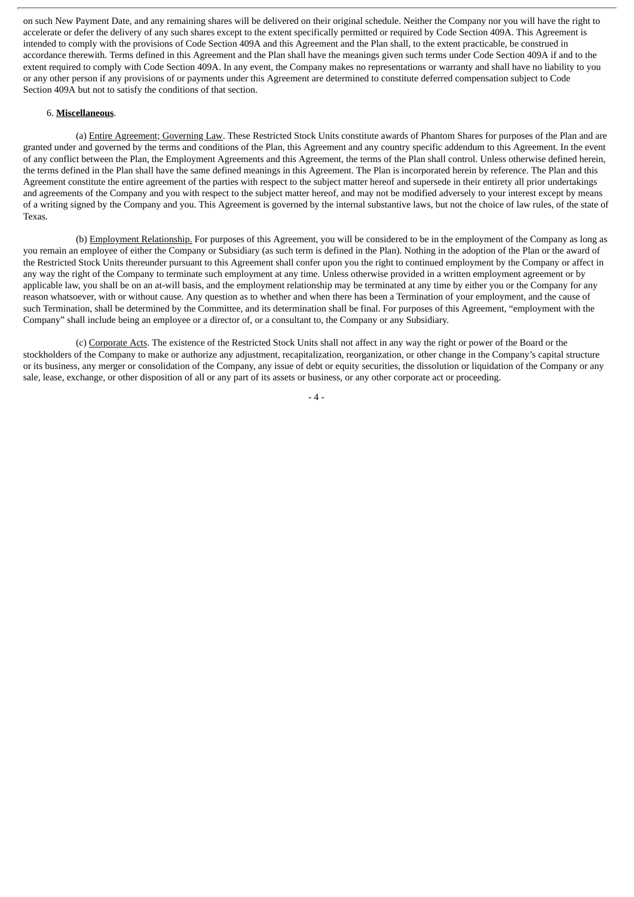on such New Payment Date, and any remaining shares will be delivered on their original schedule. Neither the Company nor you will have the right to accelerate or defer the delivery of any such shares except to the extent specifically permitted or required by Code Section 409A. This Agreement is intended to comply with the provisions of Code Section 409A and this Agreement and the Plan shall, to the extent practicable, be construed in accordance therewith. Terms defined in this Agreement and the Plan shall have the meanings given such terms under Code Section 409A if and to the extent required to comply with Code Section 409A. In any event, the Company makes no representations or warranty and shall have no liability to you or any other person if any provisions of or payments under this Agreement are determined to constitute deferred compensation subject to Code Section 409A but not to satisfy the conditions of that section.

6. **Miscellaneous**.

(a) Entire Agreement; Governing Law. These Restricted Stock Units constitute awards of Phantom Shares for purposes of the Plan and are granted under and governed by the terms and conditions of the Plan, this Agreement and any country specific addendum to this Agreement. In the event of any conflict between the Plan, the Employment Agreements and this Agreement, the terms of the Plan shall control. Unless otherwise defined herein, the terms defined in the Plan shall have the same defined meanings in this Agreement. The Plan is incorporated herein by reference. The Plan and this Agreement constitute the entire agreement of the parties with respect to the subject matter hereof and supersede in their entirety all prior undertakings and agreements of the Company and you with respect to the subject matter hereof, and may not be modified adversely to your interest except by means of a writing signed by the Company and you. This Agreement is governed by the internal substantive laws, but not the choice of law rules, of the state of Texas.

(b) Employment Relationship. For purposes of this Agreement, you will be considered to be in the employment of the Company as long as you remain an employee of either the Company or Subsidiary (as such term is defined in the Plan). Nothing in the adoption of the Plan or the award of the Restricted Stock Units thereunder pursuant to this Agreement shall confer upon you the right to continued employment by the Company or affect in any way the right of the Company to terminate such employment at any time. Unless otherwise provided in a written employment agreement or by applicable law, you shall be on an at-will basis, and the employment relationship may be terminated at any time by either you or the Company for any reason whatsoever, with or without cause. Any question as to whether and when there has been a Termination of your employment, and the cause of such Termination, shall be determined by the Committee, and its determination shall be final. For purposes of this Agreement, "employment with the Company" shall include being an employee or a director of, or a consultant to, the Company or any Subsidiary.

(c) Corporate Acts. The existence of the Restricted Stock Units shall not affect in any way the right or power of the Board or the stockholders of the Company to make or authorize any adjustment, recapitalization, reorganization, or other change in the Company's capital structure or its business, any merger or consolidation of the Company, any issue of debt or equity securities, the dissolution or liquidation of the Company or any sale, lease, exchange, or other disposition of all or any part of its assets or business, or any other corporate act or proceeding.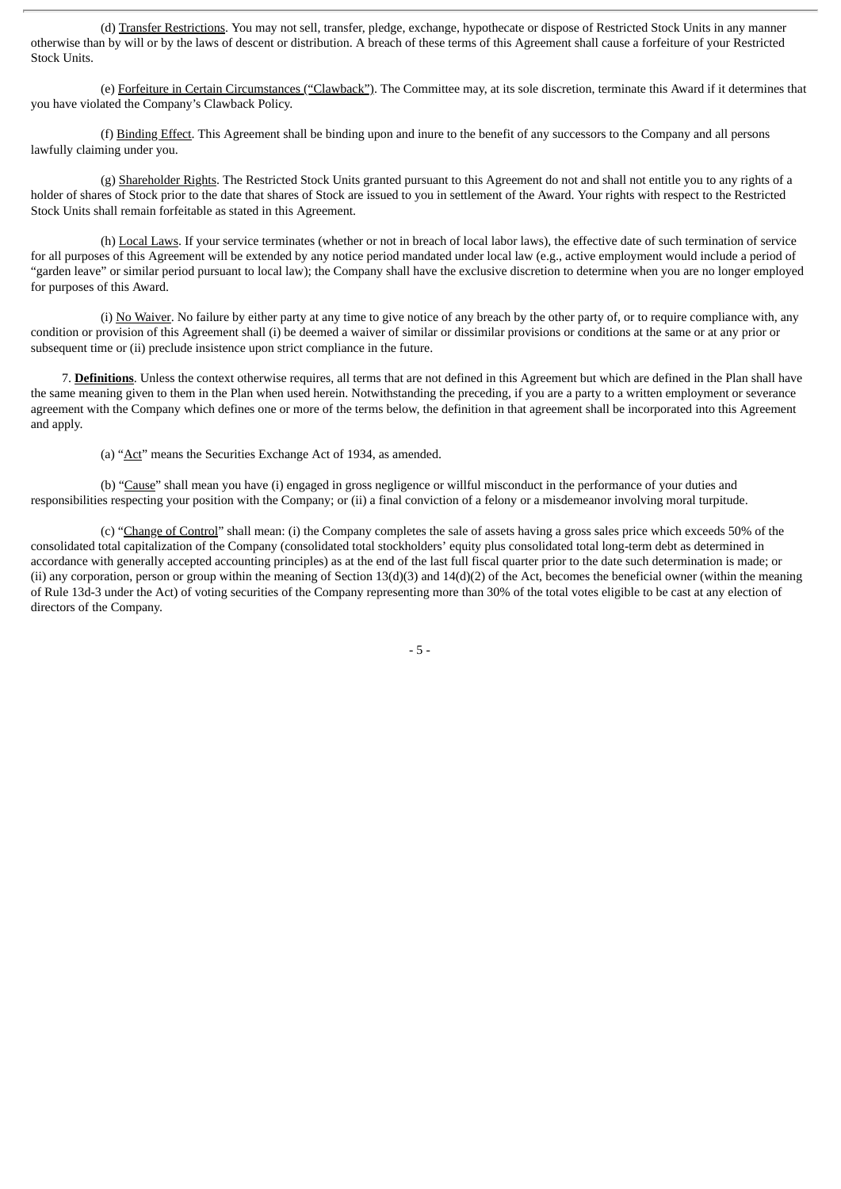(d) Transfer Restrictions. You may not sell, transfer, pledge, exchange, hypothecate or dispose of Restricted Stock Units in any manner otherwise than by will or by the laws of descent or distribution. A breach of these terms of this Agreement shall cause a forfeiture of your Restricted Stock Units.

(e) Forfeiture in Certain Circumstances ("Clawback"). The Committee may, at its sole discretion, terminate this Award if it determines that you have violated the Company's Clawback Policy.

(f) Binding Effect. This Agreement shall be binding upon and inure to the benefit of any successors to the Company and all persons lawfully claiming under you.

(g) Shareholder Rights. The Restricted Stock Units granted pursuant to this Agreement do not and shall not entitle you to any rights of a holder of shares of Stock prior to the date that shares of Stock are issued to you in settlement of the Award. Your rights with respect to the Restricted Stock Units shall remain forfeitable as stated in this Agreement.

(h) Local Laws. If your service terminates (whether or not in breach of local labor laws), the effective date of such termination of service for all purposes of this Agreement will be extended by any notice period mandated under local law (e.g., active employment would include a period of "garden leave" or similar period pursuant to local law); the Company shall have the exclusive discretion to determine when you are no longer employed for purposes of this Award.

(i) No Waiver. No failure by either party at any time to give notice of any breach by the other party of, or to require compliance with, any condition or provision of this Agreement shall (i) be deemed a waiver of similar or dissimilar provisions or conditions at the same or at any prior or subsequent time or (ii) preclude insistence upon strict compliance in the future.

7. **Definitions**. Unless the context otherwise requires, all terms that are not defined in this Agreement but which are defined in the Plan shall have the same meaning given to them in the Plan when used herein. Notwithstanding the preceding, if you are a party to a written employment or severance agreement with the Company which defines one or more of the terms below, the definition in that agreement shall be incorporated into this Agreement and apply.

(a) "Act" means the Securities Exchange Act of 1934, as amended.

(b) "Cause" shall mean you have (i) engaged in gross negligence or willful misconduct in the performance of your duties and responsibilities respecting your position with the Company; or (ii) a final conviction of a felony or a misdemeanor involving moral turpitude.

(c) "Change of Control" shall mean: (i) the Company completes the sale of assets having a gross sales price which exceeds 50% of the consolidated total capitalization of the Company (consolidated total stockholders' equity plus consolidated total long-term debt as determined in accordance with generally accepted accounting principles) as at the end of the last full fiscal quarter prior to the date such determination is made; or (ii) any corporation, person or group within the meaning of Section 13(d)(3) and 14(d)(2) of the Act, becomes the beneficial owner (within the meaning of Rule 13d-3 under the Act) of voting securities of the Company representing more than 30% of the total votes eligible to be cast at any election of directors of the Company.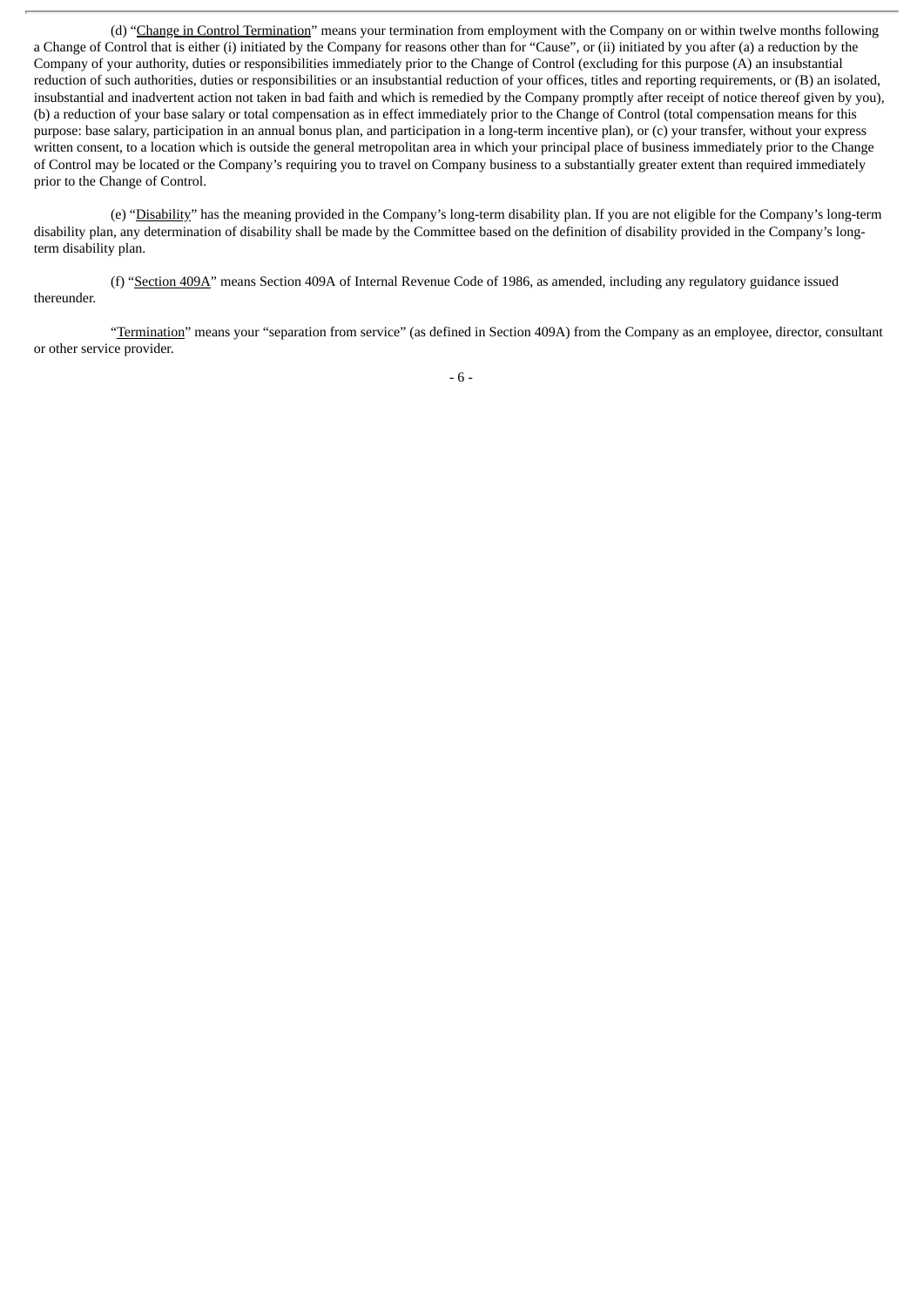(d) "Change in Control Termination" means your termination from employment with the Company on or within twelve months following a Change of Control that is either (i) initiated by the Company for reasons other than for "Cause", or (ii) initiated by you after (a) a reduction by the Company of your authority, duties or responsibilities immediately prior to the Change of Control (excluding for this purpose (A) an insubstantial reduction of such authorities, duties or responsibilities or an insubstantial reduction of your offices, titles and reporting requirements, or (B) an isolated, insubstantial and inadvertent action not taken in bad faith and which is remedied by the Company promptly after receipt of notice thereof given by you), (b) a reduction of your base salary or total compensation as in effect immediately prior to the Change of Control (total compensation means for this purpose: base salary, participation in an annual bonus plan, and participation in a long-term incentive plan), or (c) your transfer, without your express written consent, to a location which is outside the general metropolitan area in which your principal place of business immediately prior to the Change of Control may be located or the Company's requiring you to travel on Company business to a substantially greater extent than required immediately prior to the Change of Control.

(e) "Disability" has the meaning provided in the Company's long-term disability plan. If you are not eligible for the Company's long-term disability plan, any determination of disability shall be made by the Committee based on the definition of disability provided in the Company's long-term disability plan.

(f) "Section 409A" means Section 409A of Internal Revenue Code of 1986, as amended, including any regulatory guidance issued thereunder.

"Termination" means your "separation from service" (as defined in Section 409A) from the Company as an employee, director, consultant or other service provider.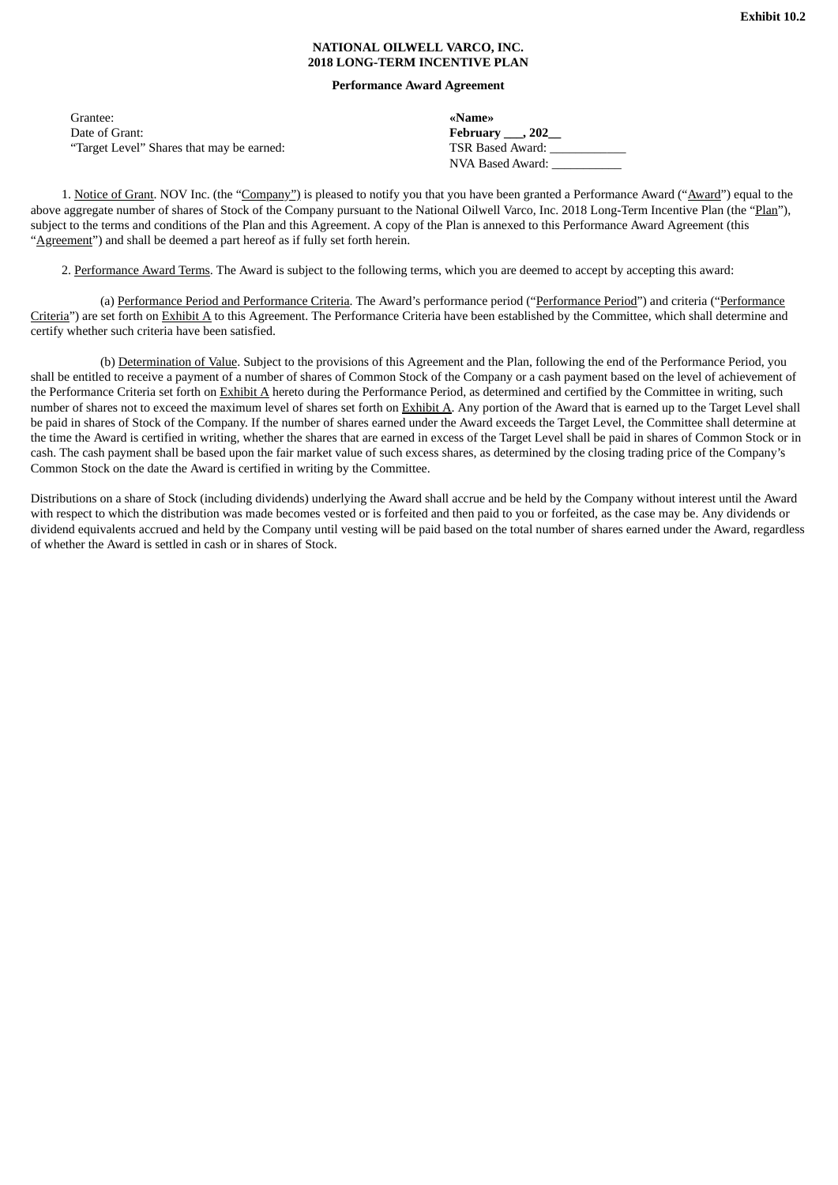**Exhibit 10.2**

**NATIONAL OILWELL VARCO, INC.**
**2018 LONG-TERM INCENTIVE PLAN**

**Performance Award Agreement**

| | |
|---|---|
| Grantee: | **«Name»** |
| Date of Grant: | **February \_\_\_, 202\_\_** |
| "Target Level" Shares that may be earned: | TSR Based Award: \_\_\_\_\_\_\_\_\_\_\_\_ |
| | NVA Based Award: \_\_\_\_\_\_\_\_\_\_\_ |

1. Notice of Grant. NOV Inc. (the "Company") is pleased to notify you that you have been granted a Performance Award ("Award") equal to the above aggregate number of shares of Stock of the Company pursuant to the National Oilwell Varco, Inc. 2018 Long-Term Incentive Plan (the "Plan"), subject to the terms and conditions of the Plan and this Agreement. A copy of the Plan is annexed to this Performance Award Agreement (this "Agreement") and shall be deemed a part hereof as if fully set forth herein.

2. Performance Award Terms. The Award is subject to the following terms, which you are deemed to accept by accepting this award:

(a) Performance Period and Performance Criteria. The Award's performance period ("Performance Period") and criteria ("Performance Criteria") are set forth on Exhibit A to this Agreement. The Performance Criteria have been established by the Committee, which shall determine and certify whether such criteria have been satisfied.

(b) Determination of Value. Subject to the provisions of this Agreement and the Plan, following the end of the Performance Period, you shall be entitled to receive a payment of a number of shares of Common Stock of the Company or a cash payment based on the level of achievement of the Performance Criteria set forth on Exhibit A hereto during the Performance Period, as determined and certified by the Committee in writing, such number of shares not to exceed the maximum level of shares set forth on Exhibit A. Any portion of the Award that is earned up to the Target Level shall be paid in shares of Stock of the Company. If the number of shares earned under the Award exceeds the Target Level, the Committee shall determine at the time the Award is certified in writing, whether the shares that are earned in excess of the Target Level shall be paid in shares of Common Stock or in cash. The cash payment shall be based upon the fair market value of such excess shares, as determined by the closing trading price of the Company's Common Stock on the date the Award is certified in writing by the Committee.

Distributions on a share of Stock (including dividends) underlying the Award shall accrue and be held by the Company without interest until the Award with respect to which the distribution was made becomes vested or is forfeited and then paid to you or forfeited, as the case may be. Any dividends or dividend equivalents accrued and held by the Company until vesting will be paid based on the total number of shares earned under the Award, regardless of whether the Award is settled in cash or in shares of Stock.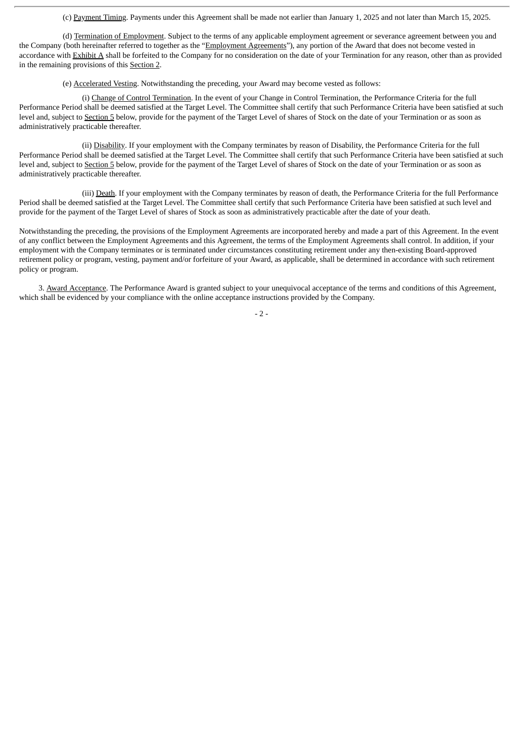(c) Payment Timing. Payments under this Agreement shall be made not earlier than January 1, 2025 and not later than March 15, 2025.

(d) Termination of Employment. Subject to the terms of any applicable employment agreement or severance agreement between you and the Company (both hereinafter referred to together as the "Employment Agreements"), any portion of the Award that does not become vested in accordance with Exhibit A shall be forfeited to the Company for no consideration on the date of your Termination for any reason, other than as provided in the remaining provisions of this Section 2.

(e) Accelerated Vesting. Notwithstanding the preceding, your Award may become vested as follows:

(i) Change of Control Termination. In the event of your Change in Control Termination, the Performance Criteria for the full Performance Period shall be deemed satisfied at the Target Level. The Committee shall certify that such Performance Criteria have been satisfied at such level and, subject to Section 5 below, provide for the payment of the Target Level of shares of Stock on the date of your Termination or as soon as administratively practicable thereafter.

(ii) Disability. If your employment with the Company terminates by reason of Disability, the Performance Criteria for the full Performance Period shall be deemed satisfied at the Target Level. The Committee shall certify that such Performance Criteria have been satisfied at such level and, subject to Section 5 below, provide for the payment of the Target Level of shares of Stock on the date of your Termination or as soon as administratively practicable thereafter.

(iii) Death. If your employment with the Company terminates by reason of death, the Performance Criteria for the full Performance Period shall be deemed satisfied at the Target Level. The Committee shall certify that such Performance Criteria have been satisfied at such level and provide for the payment of the Target Level of shares of Stock as soon as administratively practicable after the date of your death.

Notwithstanding the preceding, the provisions of the Employment Agreements are incorporated hereby and made a part of this Agreement. In the event of any conflict between the Employment Agreements and this Agreement, the terms of the Employment Agreements shall control. In addition, if your employment with the Company terminates or is terminated under circumstances constituting retirement under any then-existing Board-approved retirement policy or program, vesting, payment and/or forfeiture of your Award, as applicable, shall be determined in accordance with such retirement policy or program.

3. Award Acceptance. The Performance Award is granted subject to your unequivocal acceptance of the terms and conditions of this Agreement, which shall be evidenced by your compliance with the online acceptance instructions provided by the Company.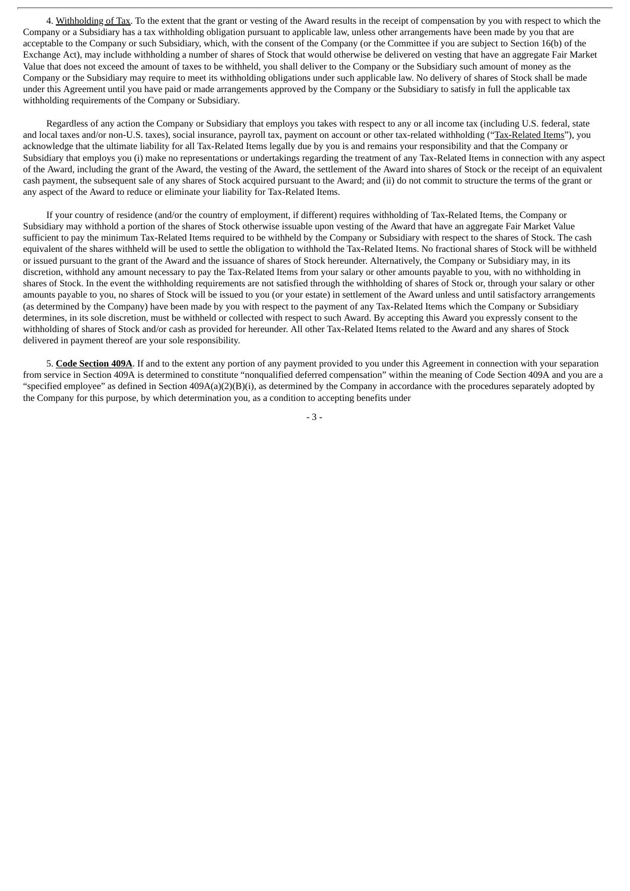4. Withholding of Tax. To the extent that the grant or vesting of the Award results in the receipt of compensation by you with respect to which the Company or a Subsidiary has a tax withholding obligation pursuant to applicable law, unless other arrangements have been made by you that are acceptable to the Company or such Subsidiary, which, with the consent of the Company (or the Committee if you are subject to Section 16(b) of the Exchange Act), may include withholding a number of shares of Stock that would otherwise be delivered on vesting that have an aggregate Fair Market Value that does not exceed the amount of taxes to be withheld, you shall deliver to the Company or the Subsidiary such amount of money as the Company or the Subsidiary may require to meet its withholding obligations under such applicable law. No delivery of shares of Stock shall be made under this Agreement until you have paid or made arrangements approved by the Company or the Subsidiary to satisfy in full the applicable tax withholding requirements of the Company or Subsidiary.

Regardless of any action the Company or Subsidiary that employs you takes with respect to any or all income tax (including U.S. federal, state and local taxes and/or non-U.S. taxes), social insurance, payroll tax, payment on account or other tax-related withholding ("Tax-Related Items"), you acknowledge that the ultimate liability for all Tax-Related Items legally due by you is and remains your responsibility and that the Company or Subsidiary that employs you (i) make no representations or undertakings regarding the treatment of any Tax-Related Items in connection with any aspect of the Award, including the grant of the Award, the vesting of the Award, the settlement of the Award into shares of Stock or the receipt of an equivalent cash payment, the subsequent sale of any shares of Stock acquired pursuant to the Award; and (ii) do not commit to structure the terms of the grant or any aspect of the Award to reduce or eliminate your liability for Tax-Related Items.

If your country of residence (and/or the country of employment, if different) requires withholding of Tax-Related Items, the Company or Subsidiary may withhold a portion of the shares of Stock otherwise issuable upon vesting of the Award that have an aggregate Fair Market Value sufficient to pay the minimum Tax-Related Items required to be withheld by the Company or Subsidiary with respect to the shares of Stock. The cash equivalent of the shares withheld will be used to settle the obligation to withhold the Tax-Related Items. No fractional shares of Stock will be withheld or issued pursuant to the grant of the Award and the issuance of shares of Stock hereunder. Alternatively, the Company or Subsidiary may, in its discretion, withhold any amount necessary to pay the Tax-Related Items from your salary or other amounts payable to you, with no withholding in shares of Stock. In the event the withholding requirements are not satisfied through the withholding of shares of Stock or, through your salary or other amounts payable to you, no shares of Stock will be issued to you (or your estate) in settlement of the Award unless and until satisfactory arrangements (as determined by the Company) have been made by you with respect to the payment of any Tax-Related Items which the Company or Subsidiary determines, in its sole discretion, must be withheld or collected with respect to such Award. By accepting this Award you expressly consent to the withholding of shares of Stock and/or cash as provided for hereunder. All other Tax-Related Items related to the Award and any shares of Stock delivered in payment thereof are your sole responsibility.

5. **Code Section 409A**. If and to the extent any portion of any payment provided to you under this Agreement in connection with your separation from service in Section 409A is determined to constitute "nonqualified deferred compensation" within the meaning of Code Section 409A and you are a "specified employee" as defined in Section 409A(a)(2)(B)(i), as determined by the Company in accordance with the procedures separately adopted by the Company for this purpose, by which determination you, as a condition to accepting benefits under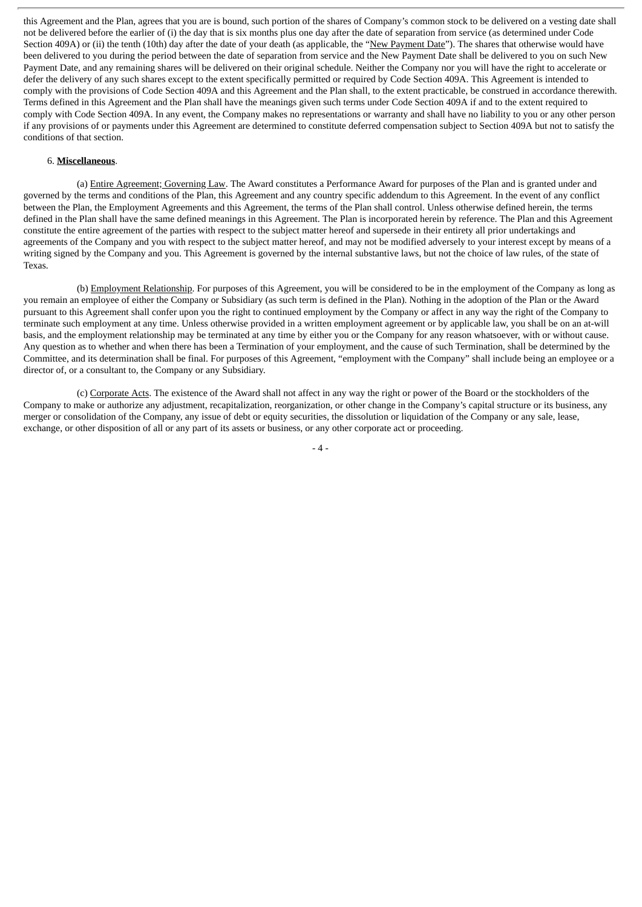this Agreement and the Plan, agrees that you are is bound, such portion of the shares of Company's common stock to be delivered on a vesting date shall not be delivered before the earlier of (i) the day that is six months plus one day after the date of separation from service (as determined under Code Section 409A) or (ii) the tenth (10th) day after the date of your death (as applicable, the "New Payment Date"). The shares that otherwise would have been delivered to you during the period between the date of separation from service and the New Payment Date shall be delivered to you on such New Payment Date, and any remaining shares will be delivered on their original schedule. Neither the Company nor you will have the right to accelerate or defer the delivery of any such shares except to the extent specifically permitted or required by Code Section 409A. This Agreement is intended to comply with the provisions of Code Section 409A and this Agreement and the Plan shall, to the extent practicable, be construed in accordance therewith. Terms defined in this Agreement and the Plan shall have the meanings given such terms under Code Section 409A if and to the extent required to comply with Code Section 409A. In any event, the Company makes no representations or warranty and shall have no liability to you or any other person if any provisions of or payments under this Agreement are determined to constitute deferred compensation subject to Section 409A but not to satisfy the conditions of that section.

6. **Miscellaneous**.

(a) Entire Agreement; Governing Law. The Award constitutes a Performance Award for purposes of the Plan and is granted under and governed by the terms and conditions of the Plan, this Agreement and any country specific addendum to this Agreement. In the event of any conflict between the Plan, the Employment Agreements and this Agreement, the terms of the Plan shall control. Unless otherwise defined herein, the terms defined in the Plan shall have the same defined meanings in this Agreement. The Plan is incorporated herein by reference. The Plan and this Agreement constitute the entire agreement of the parties with respect to the subject matter hereof and supersede in their entirety all prior undertakings and agreements of the Company and you with respect to the subject matter hereof, and may not be modified adversely to your interest except by means of a writing signed by the Company and you. This Agreement is governed by the internal substantive laws, but not the choice of law rules, of the state of Texas.

(b) Employment Relationship. For purposes of this Agreement, you will be considered to be in the employment of the Company as long as you remain an employee of either the Company or Subsidiary (as such term is defined in the Plan). Nothing in the adoption of the Plan or the Award pursuant to this Agreement shall confer upon you the right to continued employment by the Company or affect in any way the right of the Company to terminate such employment at any time. Unless otherwise provided in a written employment agreement or by applicable law, you shall be on an at-will basis, and the employment relationship may be terminated at any time by either you or the Company for any reason whatsoever, with or without cause. Any question as to whether and when there has been a Termination of your employment, and the cause of such Termination, shall be determined by the Committee, and its determination shall be final. For purposes of this Agreement, "employment with the Company" shall include being an employee or a director of, or a consultant to, the Company or any Subsidiary.

(c) Corporate Acts. The existence of the Award shall not affect in any way the right or power of the Board or the stockholders of the Company to make or authorize any adjustment, recapitalization, reorganization, or other change in the Company's capital structure or its business, any merger or consolidation of the Company, any issue of debt or equity securities, the dissolution or liquidation of the Company or any sale, lease, exchange, or other disposition of all or any part of its assets or business, or any other corporate act or proceeding.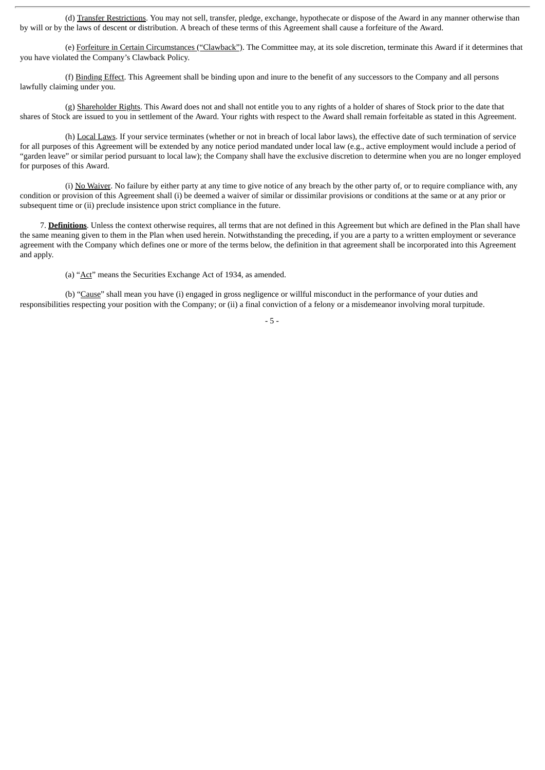(d) Transfer Restrictions. You may not sell, transfer, pledge, exchange, hypothecate or dispose of the Award in any manner otherwise than by will or by the laws of descent or distribution. A breach of these terms of this Agreement shall cause a forfeiture of the Award.

(e) Forfeiture in Certain Circumstances ("Clawback"). The Committee may, at its sole discretion, terminate this Award if it determines that you have violated the Company's Clawback Policy.

(f) Binding Effect. This Agreement shall be binding upon and inure to the benefit of any successors to the Company and all persons lawfully claiming under you.

(g) Shareholder Rights. This Award does not and shall not entitle you to any rights of a holder of shares of Stock prior to the date that shares of Stock are issued to you in settlement of the Award. Your rights with respect to the Award shall remain forfeitable as stated in this Agreement.

(h) Local Laws. If your service terminates (whether or not in breach of local labor laws), the effective date of such termination of service for all purposes of this Agreement will be extended by any notice period mandated under local law (e.g., active employment would include a period of "garden leave" or similar period pursuant to local law); the Company shall have the exclusive discretion to determine when you are no longer employed for purposes of this Award.

(i) No Waiver. No failure by either party at any time to give notice of any breach by the other party of, or to require compliance with, any condition or provision of this Agreement shall (i) be deemed a waiver of similar or dissimilar provisions or conditions at the same or at any prior or subsequent time or (ii) preclude insistence upon strict compliance in the future.

7. **Definitions**. Unless the context otherwise requires, all terms that are not defined in this Agreement but which are defined in the Plan shall have the same meaning given to them in the Plan when used herein. Notwithstanding the preceding, if you are a party to a written employment or severance agreement with the Company which defines one or more of the terms below, the definition in that agreement shall be incorporated into this Agreement and apply.

(a) "Act" means the Securities Exchange Act of 1934, as amended.

(b) "Cause" shall mean you have (i) engaged in gross negligence or willful misconduct in the performance of your duties and responsibilities respecting your position with the Company; or (ii) a final conviction of a felony or a misdemeanor involving moral turpitude.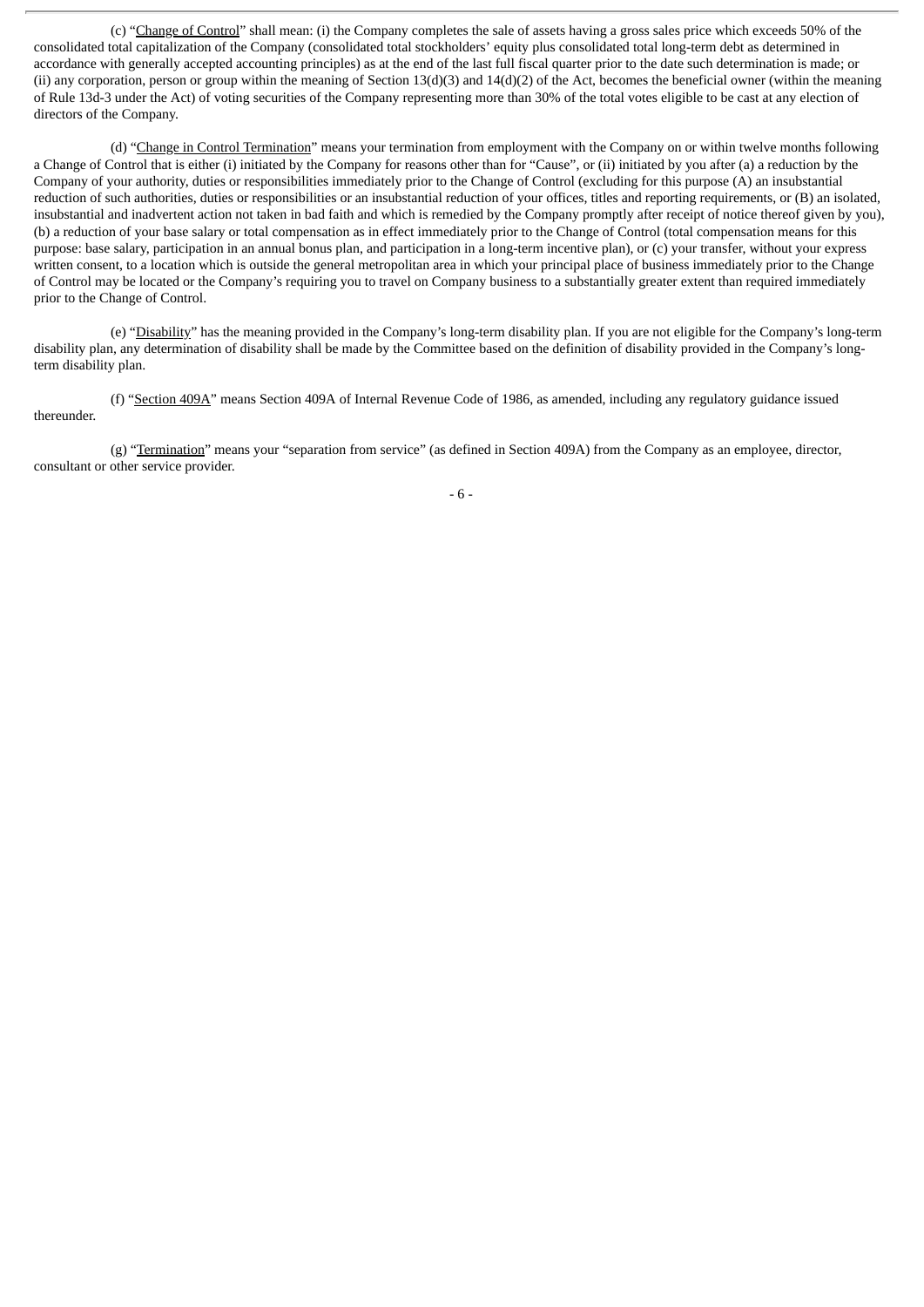(c) "Change of Control" shall mean: (i) the Company completes the sale of assets having a gross sales price which exceeds 50% of the consolidated total capitalization of the Company (consolidated total stockholders' equity plus consolidated total long-term debt as determined in accordance with generally accepted accounting principles) as at the end of the last full fiscal quarter prior to the date such determination is made; or (ii) any corporation, person or group within the meaning of Section 13(d)(3) and 14(d)(2) of the Act, becomes the beneficial owner (within the meaning of Rule 13d-3 under the Act) of voting securities of the Company representing more than 30% of the total votes eligible to be cast at any election of directors of the Company.

(d) "Change in Control Termination" means your termination from employment with the Company on or within twelve months following a Change of Control that is either (i) initiated by the Company for reasons other than for "Cause", or (ii) initiated by you after (a) a reduction by the Company of your authority, duties or responsibilities immediately prior to the Change of Control (excluding for this purpose (A) an insubstantial reduction of such authorities, duties or responsibilities or an insubstantial reduction of your offices, titles and reporting requirements, or (B) an isolated, insubstantial and inadvertent action not taken in bad faith and which is remedied by the Company promptly after receipt of notice thereof given by you), (b) a reduction of your base salary or total compensation as in effect immediately prior to the Change of Control (total compensation means for this purpose: base salary, participation in an annual bonus plan, and participation in a long-term incentive plan), or (c) your transfer, without your express written consent, to a location which is outside the general metropolitan area in which your principal place of business immediately prior to the Change of Control may be located or the Company's requiring you to travel on Company business to a substantially greater extent than required immediately prior to the Change of Control.

(e) "Disability" has the meaning provided in the Company's long-term disability plan. If you are not eligible for the Company's long-term disability plan, any determination of disability shall be made by the Committee based on the definition of disability provided in the Company's long-term disability plan.

(f) "Section 409A" means Section 409A of Internal Revenue Code of 1986, as amended, including any regulatory guidance issued thereunder.

(g) "Termination" means your "separation from service" (as defined in Section 409A) from the Company as an employee, director, consultant or other service provider.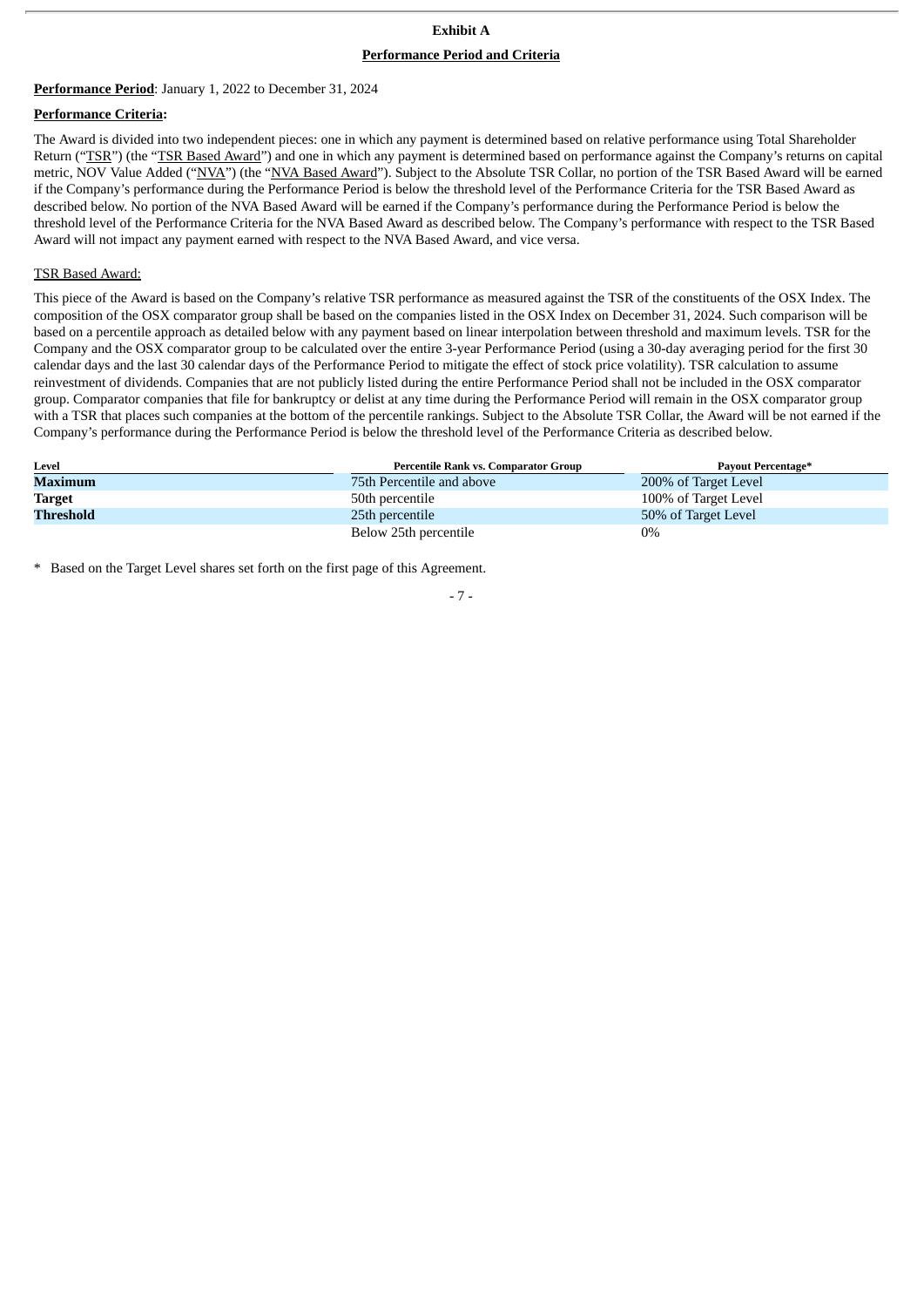## Exhibit A

## Performance Period and Criteria

**Performance Period**: January 1, 2022 to December 31, 2024

**Performance Criteria:**

The Award is divided into two independent pieces: one in which any payment is determined based on relative performance using Total Shareholder Return ("TSR") (the "TSR Based Award") and one in which any payment is determined based on performance against the Company's returns on capital metric, NOV Value Added ("NVA") (the "NVA Based Award"). Subject to the Absolute TSR Collar, no portion of the TSR Based Award will be earned if the Company's performance during the Performance Period is below the threshold level of the Performance Criteria for the TSR Based Award as described below. No portion of the NVA Based Award will be earned if the Company's performance during the Performance Period is below the threshold level of the Performance Criteria for the NVA Based Award as described below. The Company's performance with respect to the TSR Based Award will not impact any payment earned with respect to the NVA Based Award, and vice versa.

TSR Based Award:

This piece of the Award is based on the Company's relative TSR performance as measured against the TSR of the constituents of the OSX Index. The composition of the OSX comparator group shall be based on the companies listed in the OSX Index on December 31, 2024. Such comparison will be based on a percentile approach as detailed below with any payment based on linear interpolation between threshold and maximum levels. TSR for the Company and the OSX comparator group to be calculated over the entire 3-year Performance Period (using a 30-day averaging period for the first 30 calendar days and the last 30 calendar days of the Performance Period to mitigate the effect of stock price volatility). TSR calculation to assume reinvestment of dividends. Companies that are not publicly listed during the entire Performance Period shall not be included in the OSX comparator group. Comparator companies that file for bankruptcy or delist at any time during the Performance Period will remain in the OSX comparator group with a TSR that places such companies at the bottom of the percentile rankings. Subject to the Absolute TSR Collar, the Award will be not earned if the Company's performance during the Performance Period is below the threshold level of the Performance Criteria as described below.

| Level | Percentile Rank vs. Comparator Group | Payout Percentage* |
|---|---|---|
| **Maximum** | 75th Percentile and above | 200% of Target Level |
| **Target** | 50th percentile | 100% of Target Level |
| **Threshold** | 25th percentile | 50% of Target Level |
| | Below 25th percentile | 0% |

\* Based on the Target Level shares set forth on the first page of this Agreement.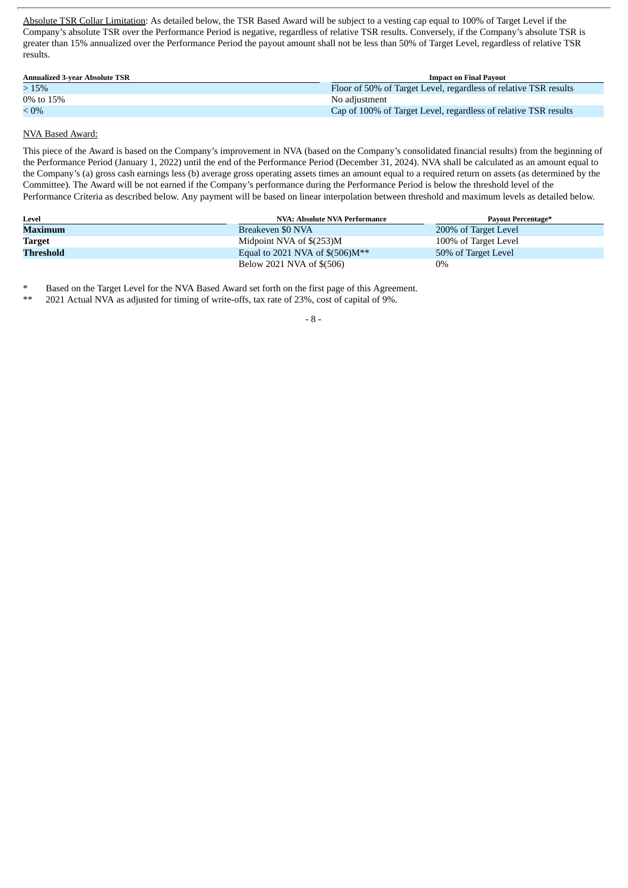Absolute TSR Collar Limitation: As detailed below, the TSR Based Award will be subject to a vesting cap equal to 100% of Target Level if the Company's absolute TSR over the Performance Period is negative, regardless of relative TSR results. Conversely, if the Company's absolute TSR is greater than 15% annualized over the Performance Period the payout amount shall not be less than 50% of Target Level, regardless of relative TSR results.

| Annualized 3-year Absolute TSR | Impact on Final Payout |
|---|---|
| > 15% | Floor of 50% of Target Level, regardless of relative TSR results |
| 0% to 15% | No adjustment |
| < 0% | Cap of 100% of Target Level, regardless of relative TSR results |

NVA Based Award:

This piece of the Award is based on the Company's improvement in NVA (based on the Company's consolidated financial results) from the beginning of the Performance Period (January 1, 2022) until the end of the Performance Period (December 31, 2024). NVA shall be calculated as an amount equal to the Company's (a) gross cash earnings less (b) average gross operating assets times an amount equal to a required return on assets (as determined by the Committee). The Award will be not earned if the Company's performance during the Performance Period is below the threshold level of the Performance Criteria as described below. Any payment will be based on linear interpolation between threshold and maximum levels as detailed below.

| Level | NVA: Absolute NVA Performance | Payout Percentage* |
|---|---|---|
| **Maximum** | Breakeven $0 NVA | 200% of Target Level |
| **Target** | Midpoint NVA of $(253)M | 100% of Target Level |
| **Threshold** | Equal to 2021 NVA of $(506)M** | 50% of Target Level |
| | Below 2021 NVA of $(506) | 0% |

\* Based on the Target Level for the NVA Based Award set forth on the first page of this Agreement.

\** 2021 Actual NVA as adjusted for timing of write-offs, tax rate of 23%, cost of capital of 9%.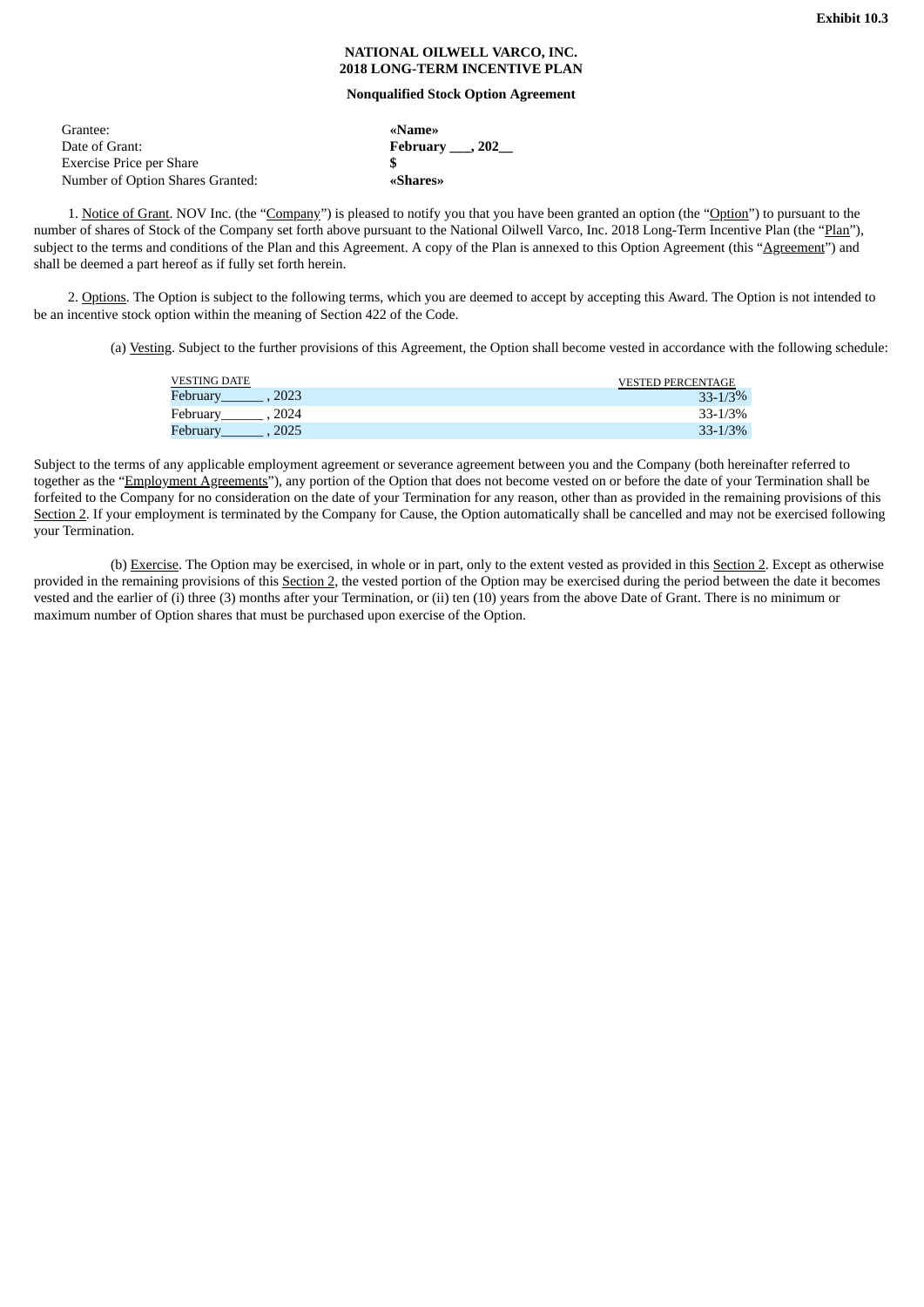**Exhibit 10.3**

**NATIONAL OILWELL VARCO, INC.**
**2018 LONG-TERM INCENTIVE PLAN**

**Nonqualified Stock Option Agreement**

| | |
|---|---|
| Grantee: | **«Name»** |
| Date of Grant: | **February ___, 202__** |
| Exercise Price per Share | **$** |
| Number of Option Shares Granted: | **«Shares»** |

1. Notice of Grant. NOV Inc. (the "Company") is pleased to notify you that you have been granted an option (the "Option") to pursuant to the number of shares of Stock of the Company set forth above pursuant to the National Oilwell Varco, Inc. 2018 Long-Term Incentive Plan (the "Plan"), subject to the terms and conditions of the Plan and this Agreement. A copy of the Plan is annexed to this Option Agreement (this "Agreement") and shall be deemed a part hereof as if fully set forth herein.

2. Options. The Option is subject to the following terms, which you are deemed to accept by accepting this Award. The Option is not intended to be an incentive stock option within the meaning of Section 422 of the Code.

(a) Vesting. Subject to the further provisions of this Agreement, the Option shall become vested in accordance with the following schedule:

| VESTING DATE | VESTED PERCENTAGE |
|---|---|
| February______ , 2023 | 33-1/3% |
| February______ , 2024 | 33-1/3% |
| February______ , 2025 | 33-1/3% |

Subject to the terms of any applicable employment agreement or severance agreement between you and the Company (both hereinafter referred to together as the "Employment Agreements"), any portion of the Option that does not become vested on or before the date of your Termination shall be forfeited to the Company for no consideration on the date of your Termination for any reason, other than as provided in the remaining provisions of this Section 2. If your employment is terminated by the Company for Cause, the Option automatically shall be cancelled and may not be exercised following your Termination.

(b) Exercise. The Option may be exercised, in whole or in part, only to the extent vested as provided in this Section 2. Except as otherwise provided in the remaining provisions of this Section 2, the vested portion of the Option may be exercised during the period between the date it becomes vested and the earlier of (i) three (3) months after your Termination, or (ii) ten (10) years from the above Date of Grant. There is no minimum or maximum number of Option shares that must be purchased upon exercise of the Option.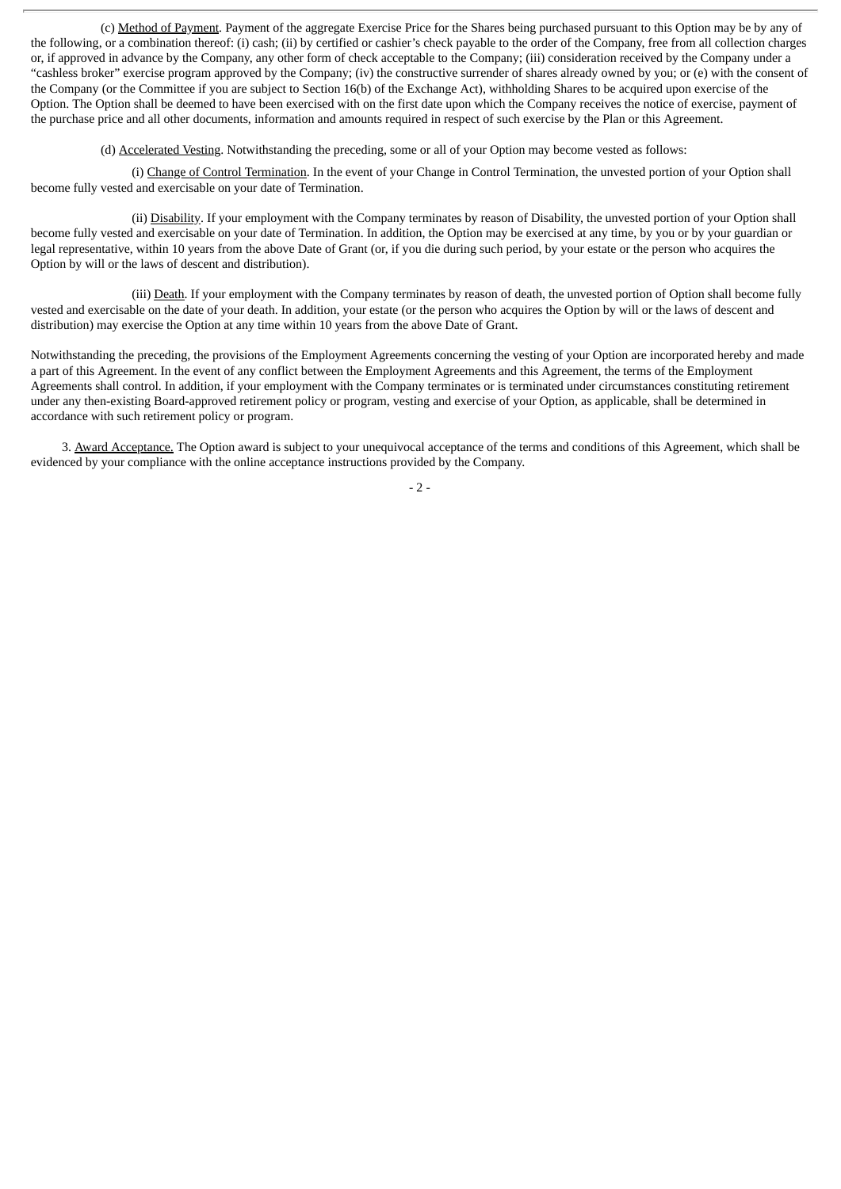(c) Method of Payment. Payment of the aggregate Exercise Price for the Shares being purchased pursuant to this Option may be by any of the following, or a combination thereof: (i) cash; (ii) by certified or cashier's check payable to the order of the Company, free from all collection charges or, if approved in advance by the Company, any other form of check acceptable to the Company; (iii) consideration received by the Company under a "cashless broker" exercise program approved by the Company; (iv) the constructive surrender of shares already owned by you; or (e) with the consent of the Company (or the Committee if you are subject to Section 16(b) of the Exchange Act), withholding Shares to be acquired upon exercise of the Option. The Option shall be deemed to have been exercised with on the first date upon which the Company receives the notice of exercise, payment of the purchase price and all other documents, information and amounts required in respect of such exercise by the Plan or this Agreement.

(d) Accelerated Vesting. Notwithstanding the preceding, some or all of your Option may become vested as follows:

(i) Change of Control Termination. In the event of your Change in Control Termination, the unvested portion of your Option shall become fully vested and exercisable on your date of Termination.

(ii) Disability. If your employment with the Company terminates by reason of Disability, the unvested portion of your Option shall become fully vested and exercisable on your date of Termination. In addition, the Option may be exercised at any time, by you or by your guardian or legal representative, within 10 years from the above Date of Grant (or, if you die during such period, by your estate or the person who acquires the Option by will or the laws of descent and distribution).

(iii) Death. If your employment with the Company terminates by reason of death, the unvested portion of Option shall become fully vested and exercisable on the date of your death. In addition, your estate (or the person who acquires the Option by will or the laws of descent and distribution) may exercise the Option at any time within 10 years from the above Date of Grant.

Notwithstanding the preceding, the provisions of the Employment Agreements concerning the vesting of your Option are incorporated hereby and made a part of this Agreement. In the event of any conflict between the Employment Agreements and this Agreement, the terms of the Employment Agreements shall control. In addition, if your employment with the Company terminates or is terminated under circumstances constituting retirement under any then-existing Board-approved retirement policy or program, vesting and exercise of your Option, as applicable, shall be determined in accordance with such retirement policy or program.

3. Award Acceptance. The Option award is subject to your unequivocal acceptance of the terms and conditions of this Agreement, which shall be evidenced by your compliance with the online acceptance instructions provided by the Company.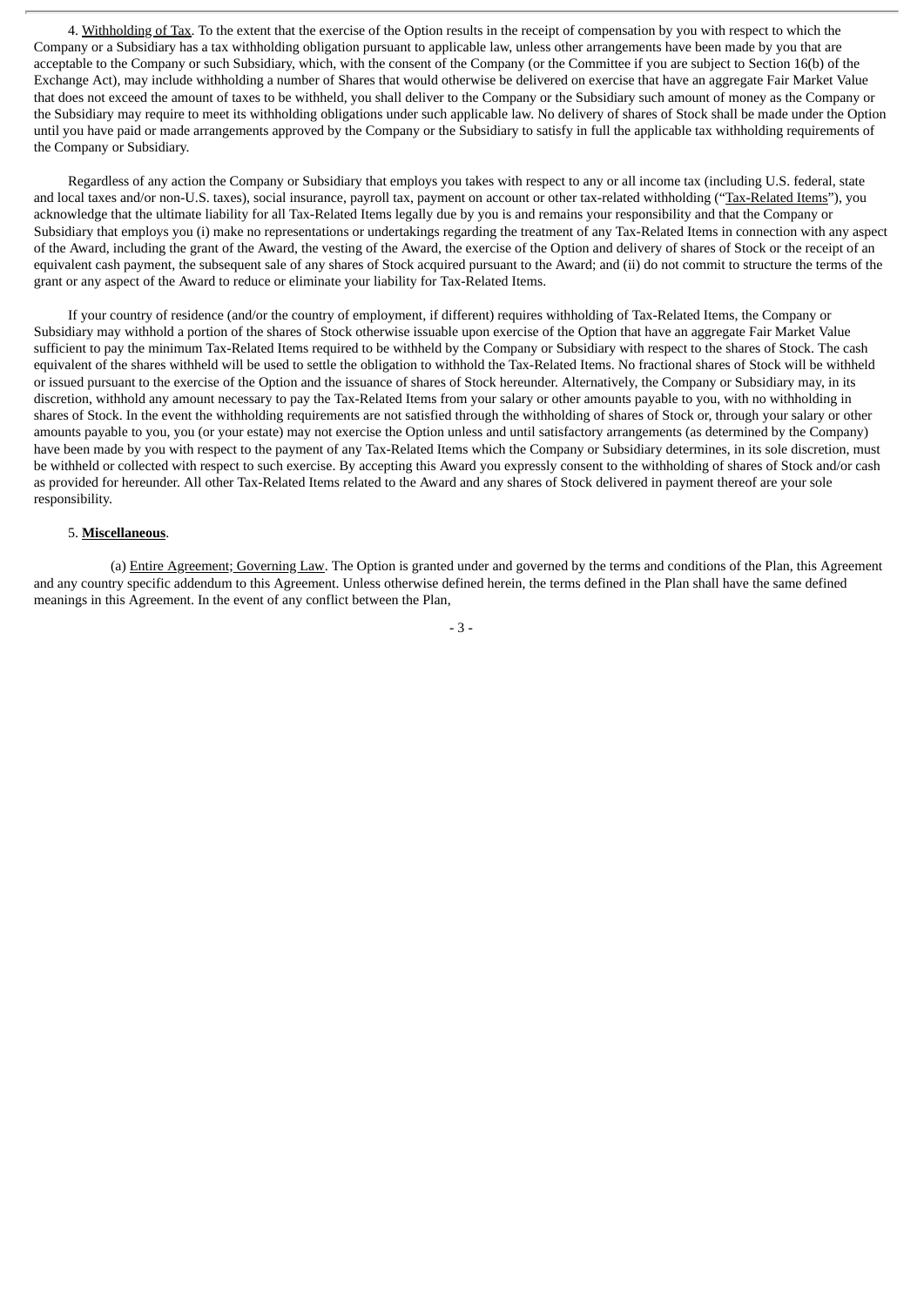4. Withholding of Tax. To the extent that the exercise of the Option results in the receipt of compensation by you with respect to which the Company or a Subsidiary has a tax withholding obligation pursuant to applicable law, unless other arrangements have been made by you that are acceptable to the Company or such Subsidiary, which, with the consent of the Company (or the Committee if you are subject to Section 16(b) of the Exchange Act), may include withholding a number of Shares that would otherwise be delivered on exercise that have an aggregate Fair Market Value that does not exceed the amount of taxes to be withheld, you shall deliver to the Company or the Subsidiary such amount of money as the Company or the Subsidiary may require to meet its withholding obligations under such applicable law. No delivery of shares of Stock shall be made under the Option until you have paid or made arrangements approved by the Company or the Subsidiary to satisfy in full the applicable tax withholding requirements of the Company or Subsidiary.

Regardless of any action the Company or Subsidiary that employs you takes with respect to any or all income tax (including U.S. federal, state and local taxes and/or non-U.S. taxes), social insurance, payroll tax, payment on account or other tax-related withholding ("Tax-Related Items"), you acknowledge that the ultimate liability for all Tax-Related Items legally due by you is and remains your responsibility and that the Company or Subsidiary that employs you (i) make no representations or undertakings regarding the treatment of any Tax-Related Items in connection with any aspect of the Award, including the grant of the Award, the vesting of the Award, the exercise of the Option and delivery of shares of Stock or the receipt of an equivalent cash payment, the subsequent sale of any shares of Stock acquired pursuant to the Award; and (ii) do not commit to structure the terms of the grant or any aspect of the Award to reduce or eliminate your liability for Tax-Related Items.

If your country of residence (and/or the country of employment, if different) requires withholding of Tax-Related Items, the Company or Subsidiary may withhold a portion of the shares of Stock otherwise issuable upon exercise of the Option that have an aggregate Fair Market Value sufficient to pay the minimum Tax-Related Items required to be withheld by the Company or Subsidiary with respect to the shares of Stock. The cash equivalent of the shares withheld will be used to settle the obligation to withhold the Tax-Related Items. No fractional shares of Stock will be withheld or issued pursuant to the exercise of the Option and the issuance of shares of Stock hereunder. Alternatively, the Company or Subsidiary may, in its discretion, withhold any amount necessary to pay the Tax-Related Items from your salary or other amounts payable to you, with no withholding in shares of Stock. In the event the withholding requirements are not satisfied through the withholding of shares of Stock or, through your salary or other amounts payable to you, you (or your estate) may not exercise the Option unless and until satisfactory arrangements (as determined by the Company) have been made by you with respect to the payment of any Tax-Related Items which the Company or Subsidiary determines, in its sole discretion, must be withheld or collected with respect to such exercise. By accepting this Award you expressly consent to the withholding of shares of Stock and/or cash as provided for hereunder. All other Tax-Related Items related to the Award and any shares of Stock delivered in payment thereof are your sole responsibility.

5. **Miscellaneous**.

(a) Entire Agreement; Governing Law. The Option is granted under and governed by the terms and conditions of the Plan, this Agreement and any country specific addendum to this Agreement. Unless otherwise defined herein, the terms defined in the Plan shall have the same defined meanings in this Agreement. In the event of any conflict between the Plan,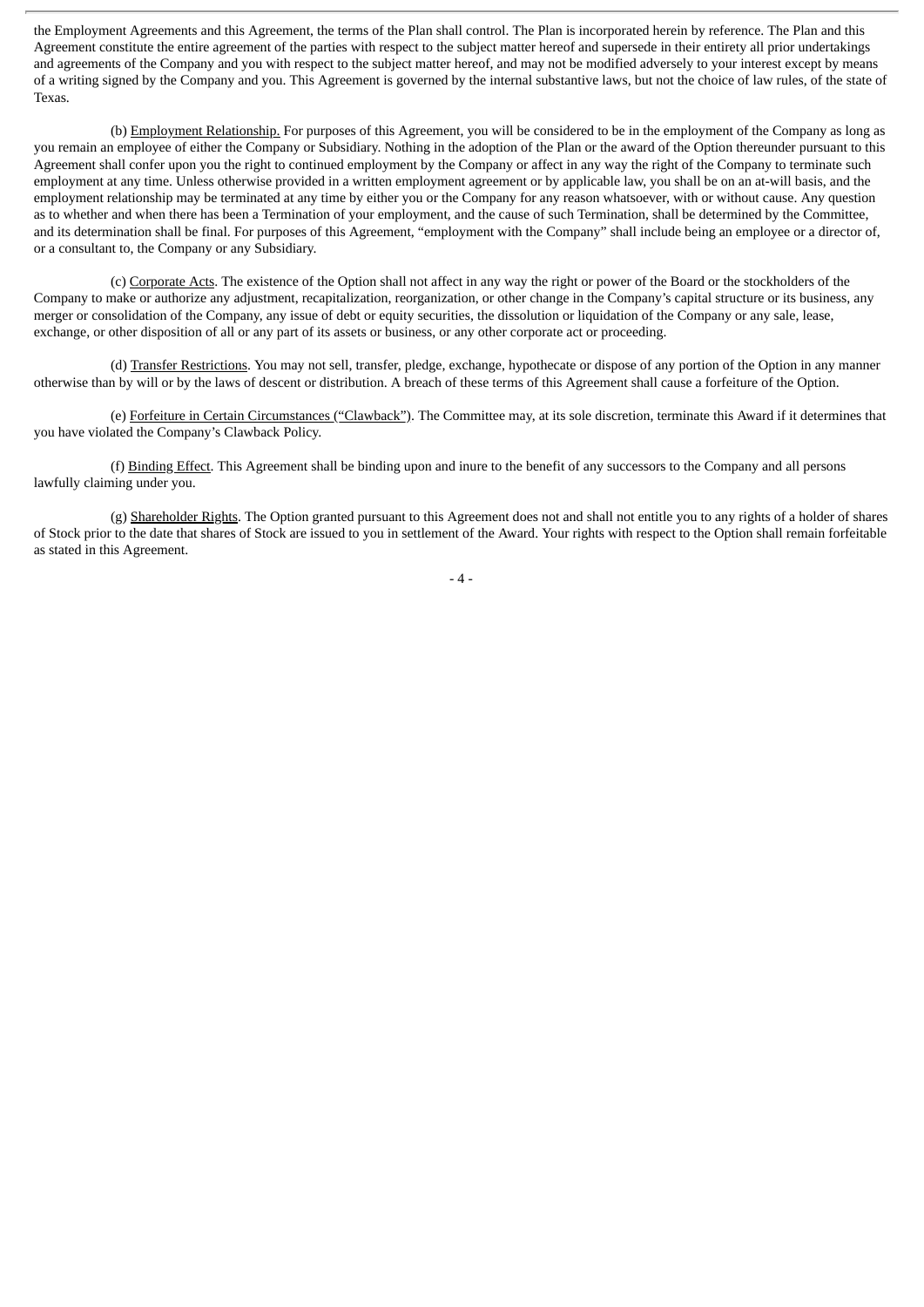the Employment Agreements and this Agreement, the terms of the Plan shall control. The Plan is incorporated herein by reference. The Plan and this Agreement constitute the entire agreement of the parties with respect to the subject matter hereof and supersede in their entirety all prior undertakings and agreements of the Company and you with respect to the subject matter hereof, and may not be modified adversely to your interest except by means of a writing signed by the Company and you. This Agreement is governed by the internal substantive laws, but not the choice of law rules, of the state of Texas.

(b) Employment Relationship. For purposes of this Agreement, you will be considered to be in the employment of the Company as long as you remain an employee of either the Company or Subsidiary. Nothing in the adoption of the Plan or the award of the Option thereunder pursuant to this Agreement shall confer upon you the right to continued employment by the Company or affect in any way the right of the Company to terminate such employment at any time. Unless otherwise provided in a written employment agreement or by applicable law, you shall be on an at-will basis, and the employment relationship may be terminated at any time by either you or the Company for any reason whatsoever, with or without cause. Any question as to whether and when there has been a Termination of your employment, and the cause of such Termination, shall be determined by the Committee, and its determination shall be final. For purposes of this Agreement, "employment with the Company" shall include being an employee or a director of, or a consultant to, the Company or any Subsidiary.

(c) Corporate Acts. The existence of the Option shall not affect in any way the right or power of the Board or the stockholders of the Company to make or authorize any adjustment, recapitalization, reorganization, or other change in the Company's capital structure or its business, any merger or consolidation of the Company, any issue of debt or equity securities, the dissolution or liquidation of the Company or any sale, lease, exchange, or other disposition of all or any part of its assets or business, or any other corporate act or proceeding.

(d) Transfer Restrictions. You may not sell, transfer, pledge, exchange, hypothecate or dispose of any portion of the Option in any manner otherwise than by will or by the laws of descent or distribution. A breach of these terms of this Agreement shall cause a forfeiture of the Option.

(e) Forfeiture in Certain Circumstances ("Clawback"). The Committee may, at its sole discretion, terminate this Award if it determines that you have violated the Company's Clawback Policy.

(f) Binding Effect. This Agreement shall be binding upon and inure to the benefit of any successors to the Company and all persons lawfully claiming under you.

(g) Shareholder Rights. The Option granted pursuant to this Agreement does not and shall not entitle you to any rights of a holder of shares of Stock prior to the date that shares of Stock are issued to you in settlement of the Award. Your rights with respect to the Option shall remain forfeitable as stated in this Agreement.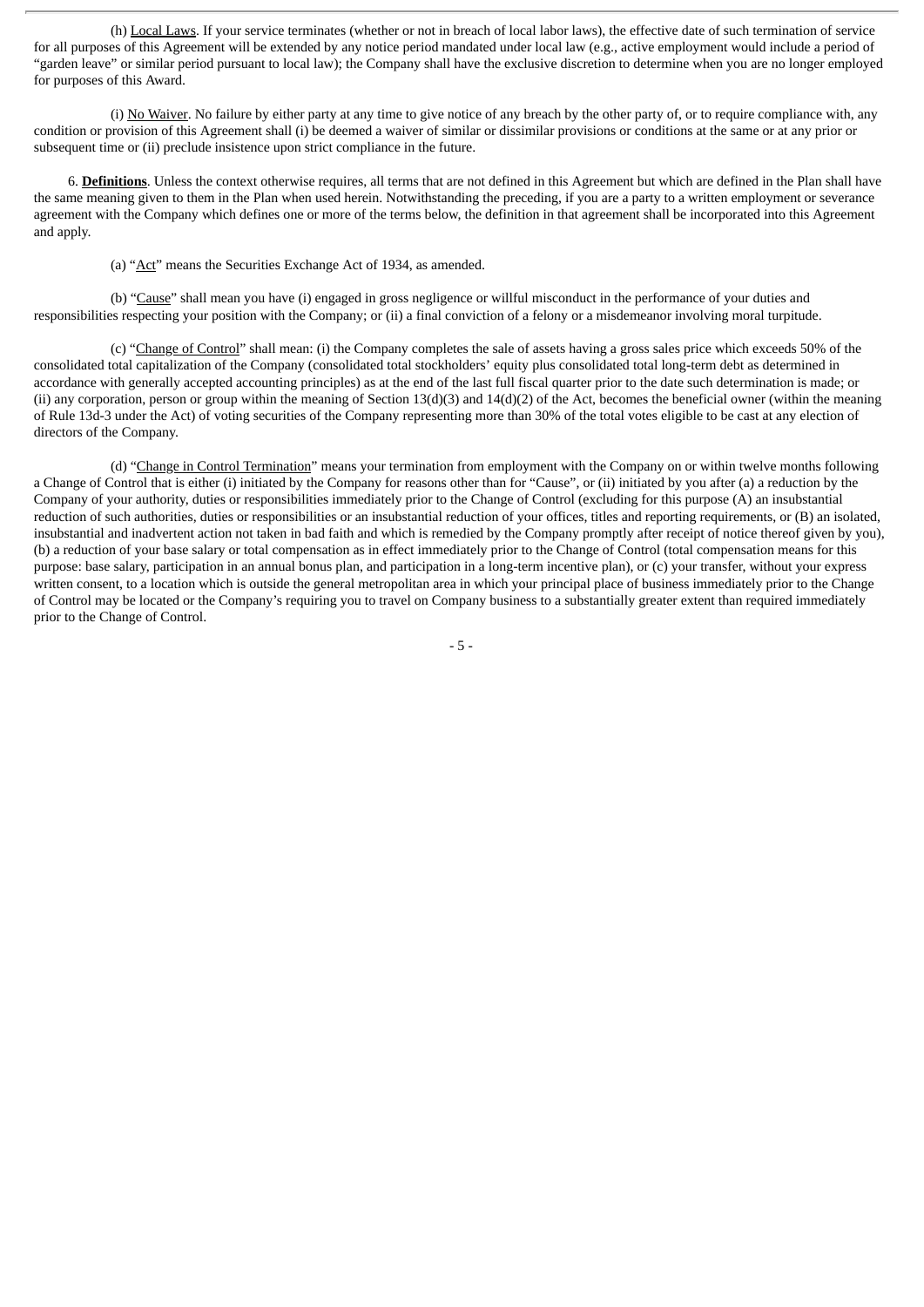(h) Local Laws. If your service terminates (whether or not in breach of local labor laws), the effective date of such termination of service for all purposes of this Agreement will be extended by any notice period mandated under local law (e.g., active employment would include a period of "garden leave" or similar period pursuant to local law); the Company shall have the exclusive discretion to determine when you are no longer employed for purposes of this Award.

(i) No Waiver. No failure by either party at any time to give notice of any breach by the other party of, or to require compliance with, any condition or provision of this Agreement shall (i) be deemed a waiver of similar or dissimilar provisions or conditions at the same or at any prior or subsequent time or (ii) preclude insistence upon strict compliance in the future.

6. **Definitions**. Unless the context otherwise requires, all terms that are not defined in this Agreement but which are defined in the Plan shall have the same meaning given to them in the Plan when used herein. Notwithstanding the preceding, if you are a party to a written employment or severance agreement with the Company which defines one or more of the terms below, the definition in that agreement shall be incorporated into this Agreement and apply.

(a) "Act" means the Securities Exchange Act of 1934, as amended.

(b) "Cause" shall mean you have (i) engaged in gross negligence or willful misconduct in the performance of your duties and responsibilities respecting your position with the Company; or (ii) a final conviction of a felony or a misdemeanor involving moral turpitude.

(c) "Change of Control" shall mean: (i) the Company completes the sale of assets having a gross sales price which exceeds 50% of the consolidated total capitalization of the Company (consolidated total stockholders' equity plus consolidated total long-term debt as determined in accordance with generally accepted accounting principles) as at the end of the last full fiscal quarter prior to the date such determination is made; or (ii) any corporation, person or group within the meaning of Section 13(d)(3) and 14(d)(2) of the Act, becomes the beneficial owner (within the meaning of Rule 13d-3 under the Act) of voting securities of the Company representing more than 30% of the total votes eligible to be cast at any election of directors of the Company.

(d) "Change in Control Termination" means your termination from employment with the Company on or within twelve months following a Change of Control that is either (i) initiated by the Company for reasons other than for "Cause", or (ii) initiated by you after (a) a reduction by the Company of your authority, duties or responsibilities immediately prior to the Change of Control (excluding for this purpose (A) an insubstantial reduction of such authorities, duties or responsibilities or an insubstantial reduction of your offices, titles and reporting requirements, or (B) an isolated, insubstantial and inadvertent action not taken in bad faith and which is remedied by the Company promptly after receipt of notice thereof given by you), (b) a reduction of your base salary or total compensation as in effect immediately prior to the Change of Control (total compensation means for this purpose: base salary, participation in an annual bonus plan, and participation in a long-term incentive plan), or (c) your transfer, without your express written consent, to a location which is outside the general metropolitan area in which your principal place of business immediately prior to the Change of Control may be located or the Company's requiring you to travel on Company business to a substantially greater extent than required immediately prior to the Change of Control.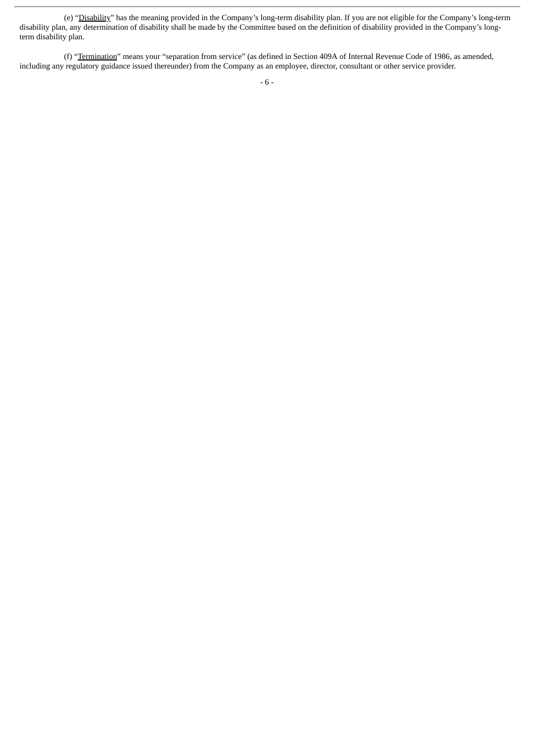(e) "<u>Disability</u>" has the meaning provided in the Company's long-term disability plan. If you are not eligible for the Company's long-term disability plan, any determination of disability shall be made by the Committee based on the definition of disability provided in the Company's long-term disability plan.

(f) "<u>Termination</u>" means your "separation from service" (as defined in Section 409A of Internal Revenue Code of 1986, as amended, including any regulatory guidance issued thereunder) from the Company as an employee, director, consultant or other service provider.